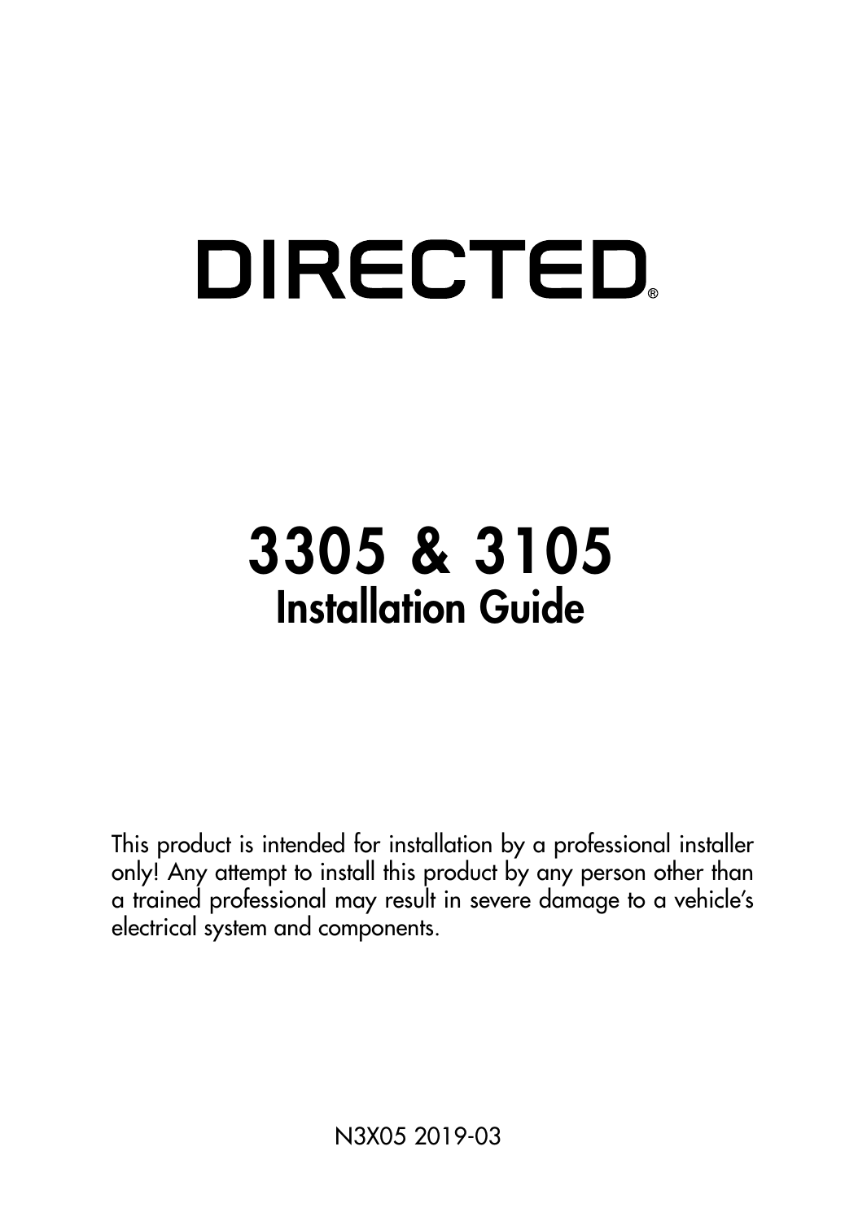# DIRECTED®

# 3305 & 3105
## Installation Guide

This product is intended for installation by a professional installer only! Any attempt to install this product by any person other than a trained professional may result in severe damage to a vehicle's electrical system and components.

N3X05 2019-03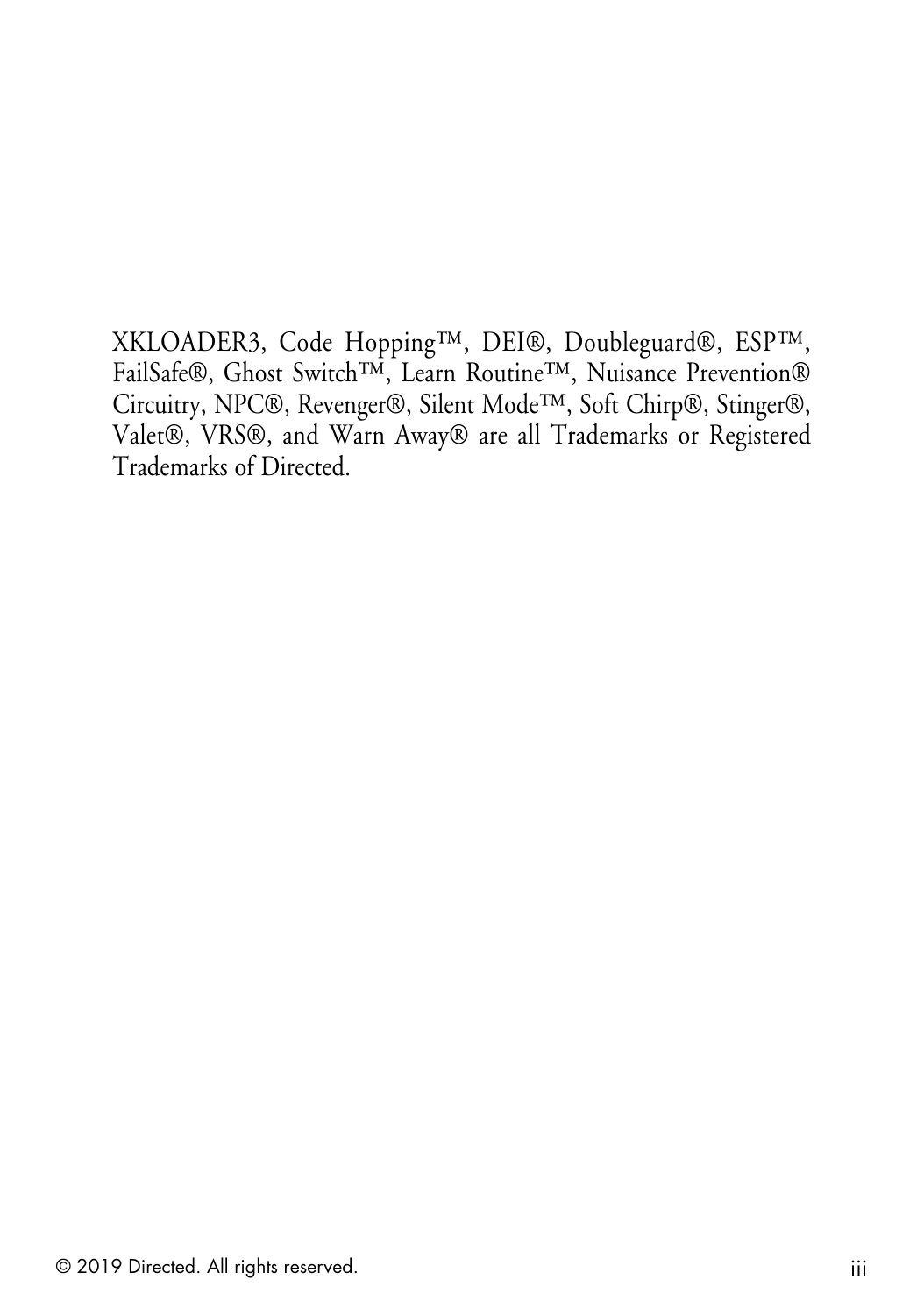XKLOADER3, Code Hopping™, DEI®, Doubleguard®, ESP™, FailSafe®, Ghost Switch™, Learn Routine™, Nuisance Prevention® Circuitry, NPC®, Revenger®, Silent Mode™, Soft Chirp®, Stinger®, Valet®, VRS®, and Warn Away® are all Trademarks or Registered Trademarks of Directed.

© 2019 Directed. All rights reserved.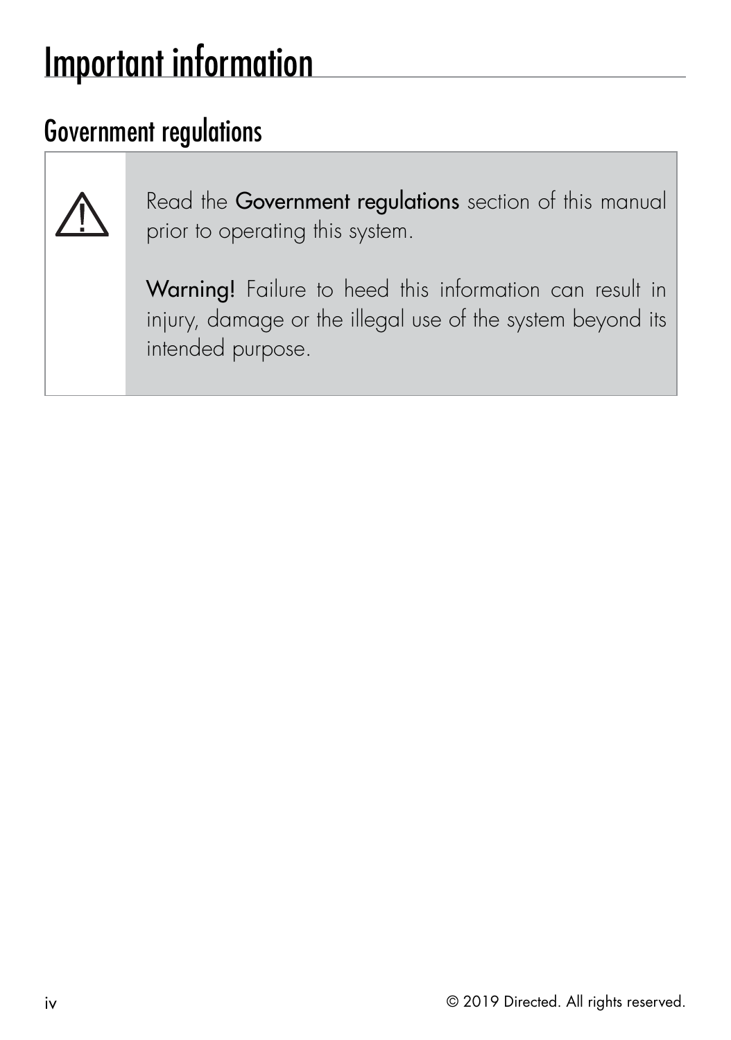# Important information

## Government regulations

⚠

Read the **Government regulations** section of this manual prior to operating this system.

**Warning!** Failure to heed this information can result in injury, damage or the illegal use of the system beyond its intended purpose.

© 2019 Directed. All rights reserved.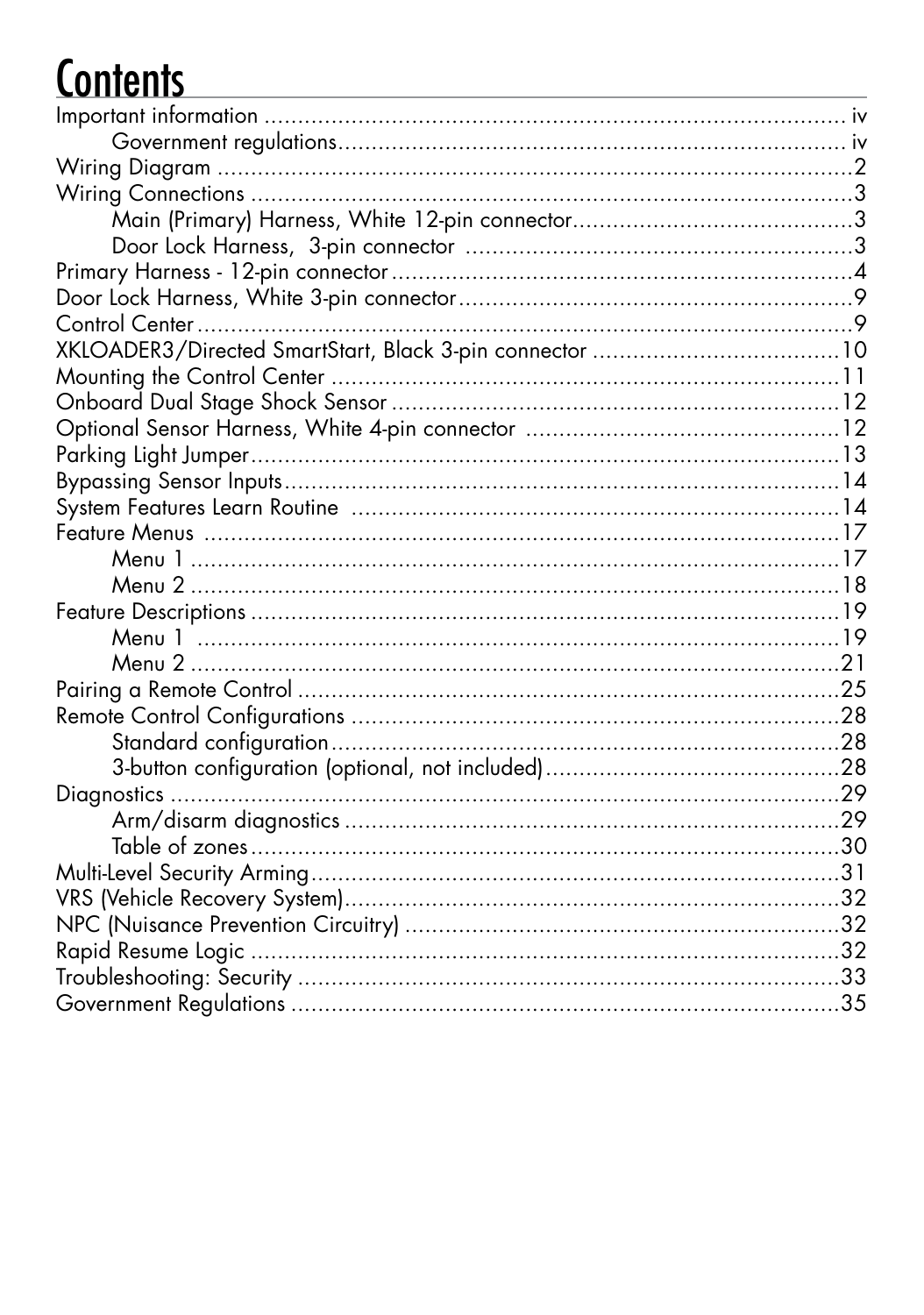# Contents

| | |
|---|---|
| Important information | iv |
| &nbsp;&nbsp;&nbsp;&nbsp;Government regulations | iv |
| Wiring Diagram | 2 |
| Wiring Connections | 3 |
| &nbsp;&nbsp;&nbsp;&nbsp;Main (Primary) Harness, White 12-pin connector | 3 |
| &nbsp;&nbsp;&nbsp;&nbsp;Door Lock Harness, 3-pin connector | 3 |
| Primary Harness - 12-pin connector | 4 |
| Door Lock Harness, White 3-pin connector | 9 |
| Control Center | 9 |
| XKLOADER3/Directed SmartStart, Black 3-pin connector | 10 |
| Mounting the Control Center | 11 |
| Onboard Dual Stage Shock Sensor | 12 |
| Optional Sensor Harness, White 4-pin connector | 12 |
| Parking Light Jumper | 13 |
| Bypassing Sensor Inputs | 14 |
| System Features Learn Routine | 14 |
| Feature Menus | 17 |
| &nbsp;&nbsp;&nbsp;&nbsp;Menu 1 | 17 |
| &nbsp;&nbsp;&nbsp;&nbsp;Menu 2 | 18 |
| Feature Descriptions | 19 |
| &nbsp;&nbsp;&nbsp;&nbsp;Menu 1 | 19 |
| &nbsp;&nbsp;&nbsp;&nbsp;Menu 2 | 21 |
| Pairing a Remote Control | 25 |
| Remote Control Configurations | 28 |
| &nbsp;&nbsp;&nbsp;&nbsp;Standard configuration | 28 |
| &nbsp;&nbsp;&nbsp;&nbsp;3-button configuration (optional, not included) | 28 |
| Diagnostics | 29 |
| &nbsp;&nbsp;&nbsp;&nbsp;Arm/disarm diagnostics | 29 |
| &nbsp;&nbsp;&nbsp;&nbsp;Table of zones | 30 |
| Multi-Level Security Arming | 31 |
| VRS (Vehicle Recovery System) | 32 |
| NPC (Nuisance Prevention Circuitry) | 32 |
| Rapid Resume Logic | 32 |
| Troubleshooting: Security | 33 |
| Government Regulations | 35 |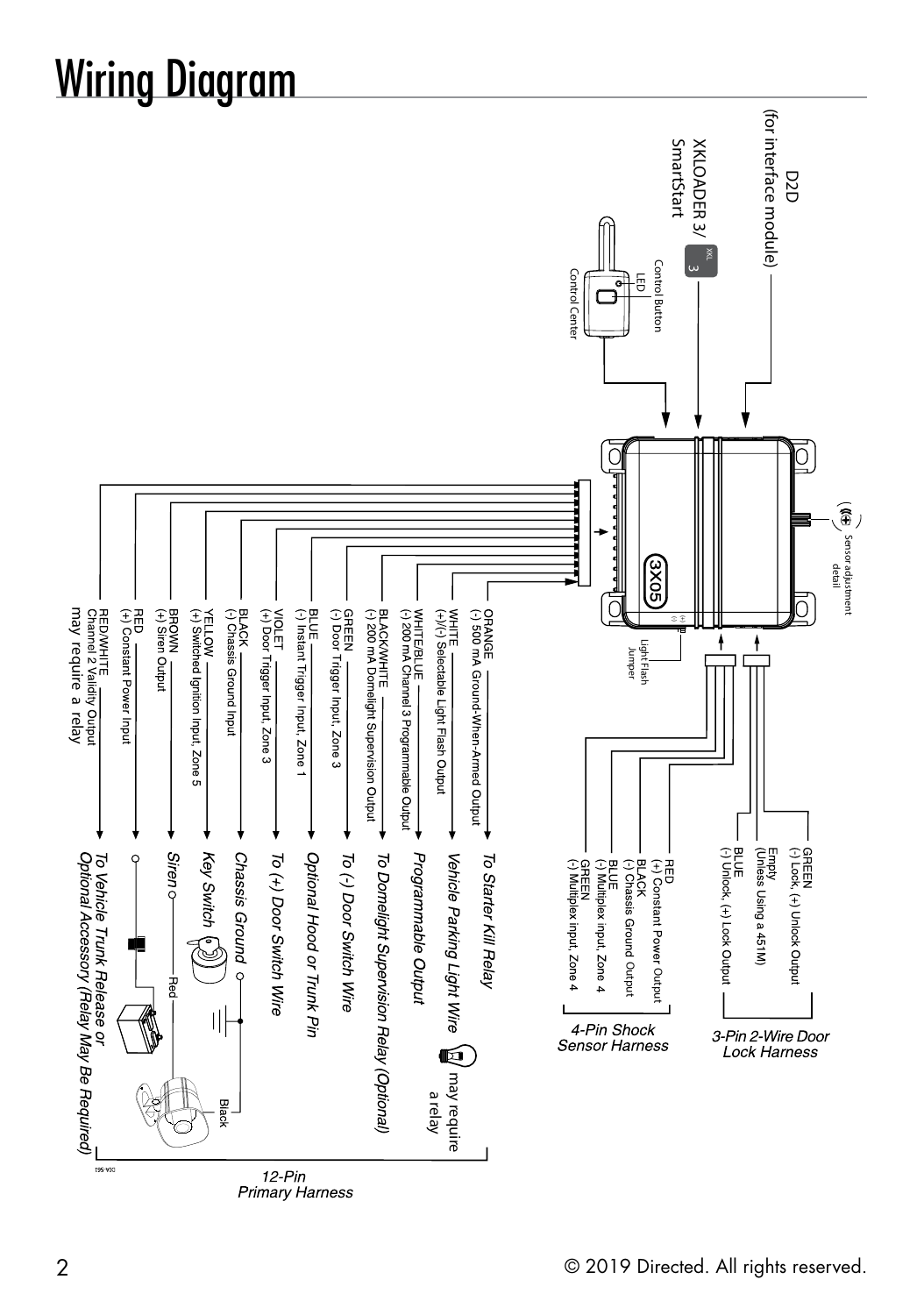# Wiring Diagram

D2D
(for interface module)

XKLOADER 3/
SmartStart

Control Button
LED
Control Center

Sensor adjustment detail

3X05

Light Flash Jumper

GREEN
(-) Lock, (+) Unlock Output
Empty
(Unless Using a 451M)
BLUE
(-) Unlock, (+) Lock Output

*3-Pin 2-Wire Door Lock Harness*

RED
(+) Constant Power Output
BLACK
(-) Chassis Ground Output
BLUE
(-) Multiplex input, Zone 4
GREEN
(-) Multiplex input, Zone 4

*4-Pin Shock Sensor Harness*

ORANGE
(-) 500 mA Ground-When-Armed Output — *To Starter Kill Relay*

WHITE
(+)/(-) Selectable Light Flash Output — *Vehicle Parking Light Wire* — may require a relay

WHITE/BLUE
(-) 200 mA Channel 3 Programmable Output — *Programmable Output*

BLACK/WHITE
(-) 200 mA Domelight Supervision Output — *To Domelight Supervision Relay (Optional)*

GREEN
(-) Door Trigger Input, Zone 3 — *To (-) Door Switch Wire*

BLUE
(-) Instant Trigger Input, Zone 1 — *Optional Hood or Trunk Pin*

VIOLET
(+) Door Trigger Input, Zone 3 — *To (+) Door Switch Wire*

BLACK
(-) Chassis Ground Input — *Chassis Ground*

YELLOW
(+) Switched Ignition Input, Zone 5 — *Key Switch*

BROWN
(+) Siren Output — *Siren* (Red / Black)

RED
(+) Constant Power Input

RED/WHITE
Channel 2 Validity Output
may require a relay — *To Vehicle Trunk Release or Optional Accessory (Relay May Be Required)*

*12-Pin Primary Harness*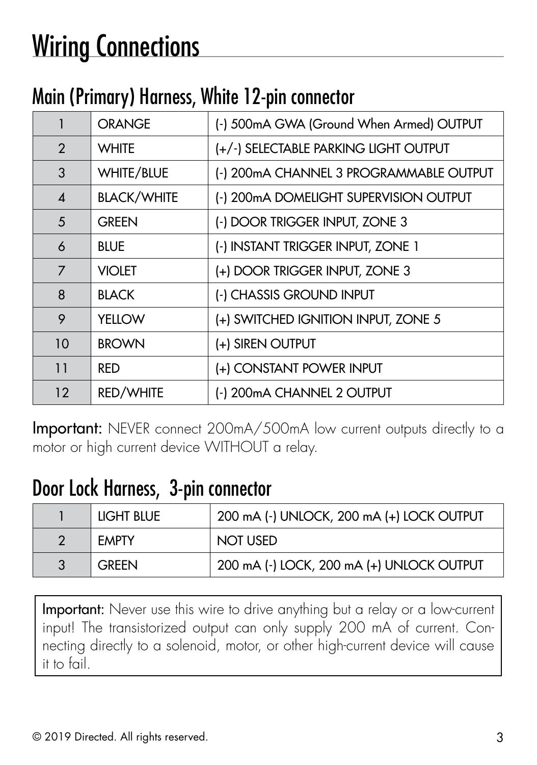# Wiring Connections

## Main (Primary) Harness, White 12-pin connector

| | | |
|---|---|---|
| 1 | ORANGE | (-) 500mA GWA (Ground When Armed) OUTPUT |
| 2 | WHITE | (+/-) SELECTABLE PARKING LIGHT OUTPUT |
| 3 | WHITE/BLUE | (-) 200mA CHANNEL 3 PROGRAMMABLE OUTPUT |
| 4 | BLACK/WHITE | (-) 200mA DOMELIGHT SUPERVISION OUTPUT |
| 5 | GREEN | (-) DOOR TRIGGER INPUT, ZONE 3 |
| 6 | BLUE | (-) INSTANT TRIGGER INPUT, ZONE 1 |
| 7 | VIOLET | (+) DOOR TRIGGER INPUT, ZONE 3 |
| 8 | BLACK | (-) CHASSIS GROUND INPUT |
| 9 | YELLOW | (+) SWITCHED IGNITION INPUT, ZONE 5 |
| 10 | BROWN | (+) SIREN OUTPUT |
| 11 | RED | (+) CONSTANT POWER INPUT |
| 12 | RED/WHITE | (-) 200mA CHANNEL 2 OUTPUT |

**Important:** NEVER connect 200mA/500mA low current outputs directly to a motor or high current device WITHOUT a relay.

## Door Lock Harness, 3-pin connector

| | | |
|---|---|---|
| 1 | LIGHT BLUE | 200 mA (-) UNLOCK, 200 mA (+) LOCK OUTPUT |
| 2 | EMPTY | NOT USED |
| 3 | GREEN | 200 mA (-) LOCK, 200 mA (+) UNLOCK OUTPUT |

**Important:** Never use this wire to drive anything but a relay or a low-current input! The transistorized output can only supply 200 mA of current. Connecting directly to a solenoid, motor, or other high-current device will cause it to fail.

© 2019 Directed. All rights reserved.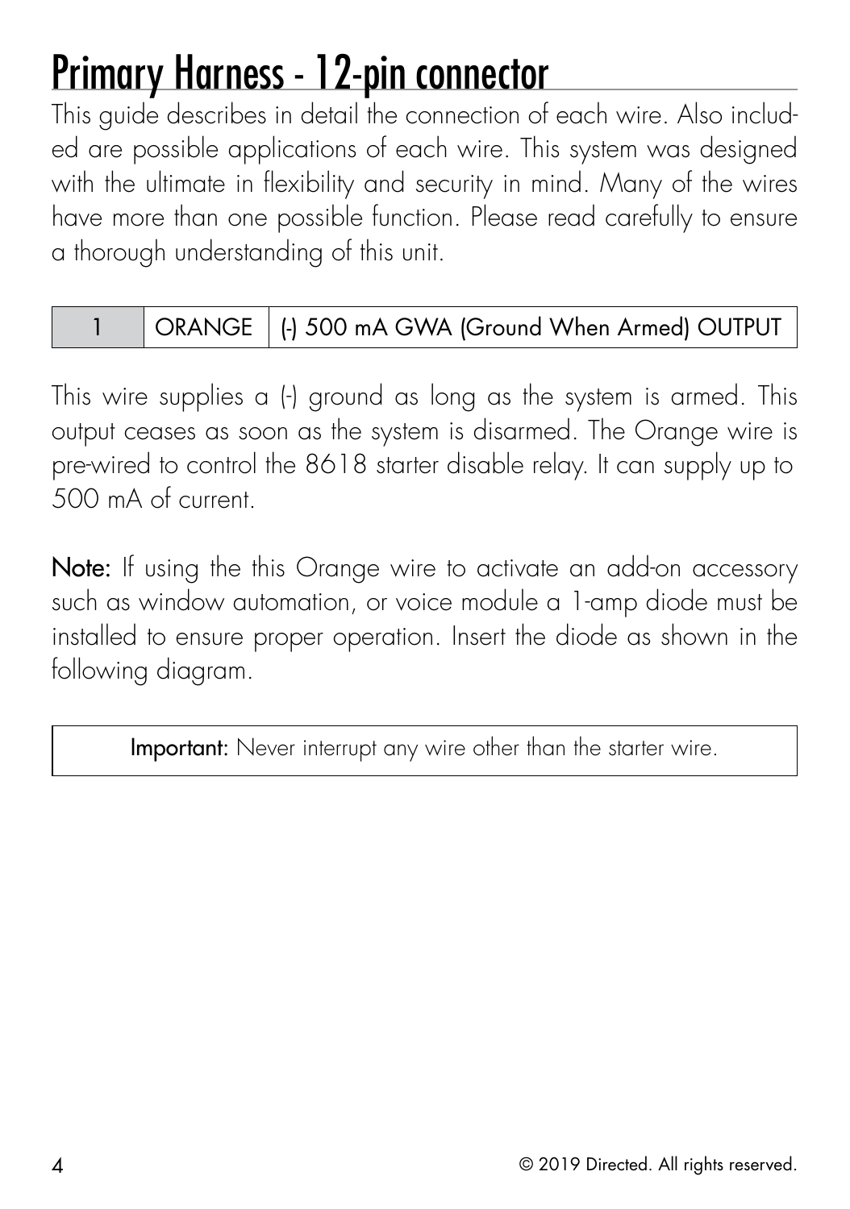# Primary Harness - 12-pin connector

This guide describes in detail the connection of each wire. Also included are possible applications of each wire. This system was designed with the ultimate in flexibility and security in mind. Many of the wires have more than one possible function. Please read carefully to ensure a thorough understanding of this unit.

| 1 | ORANGE | (-) 500 mA GWA (Ground When Armed) OUTPUT |
|---|---|---|

This wire supplies a (-) ground as long as the system is armed. This output ceases as soon as the system is disarmed. The Orange wire is pre-wired to control the 8618 starter disable relay. It can supply up to 500 mA of current.

**Note:** If using the this Orange wire to activate an add-on accessory such as window automation, or voice module a 1-amp diode must be installed to ensure proper operation. Insert the diode as shown in the following diagram.

**Important:** Never interrupt any wire other than the starter wire.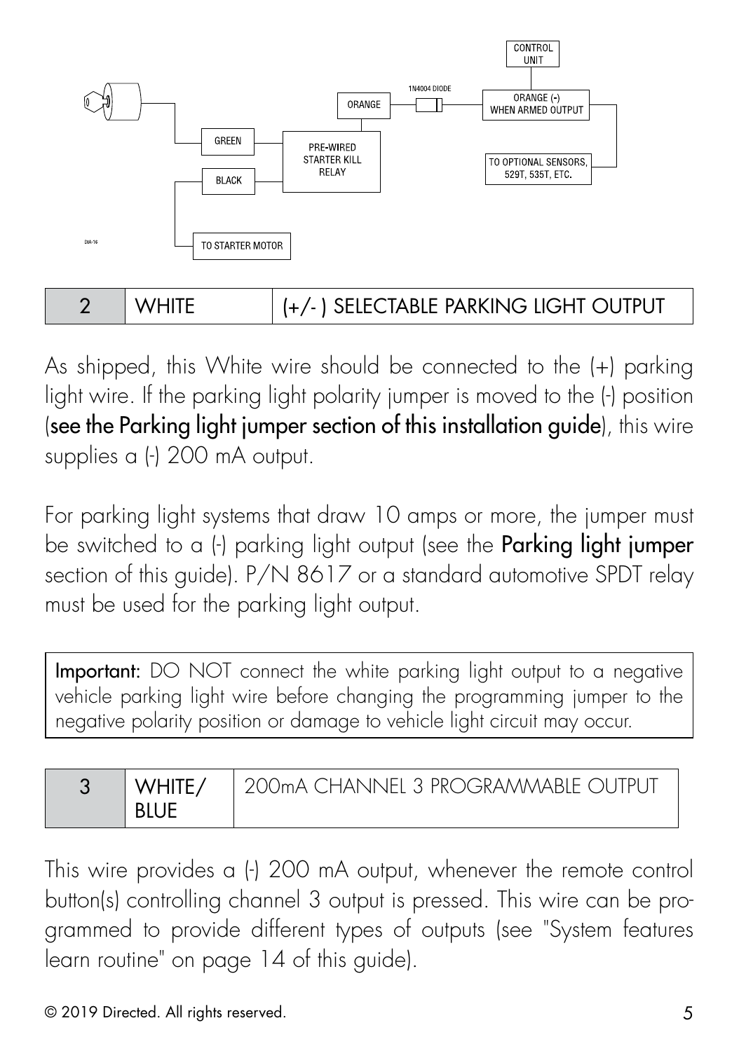| 2 | WHITE | (+/- ) SELECTABLE PARKING LIGHT OUTPUT |
|---|---|---|

As shipped, this White wire should be connected to the (+) parking light wire. If the parking light polarity jumper is moved to the (-) position (**see the Parking light jumper section of this installation guide**), this wire supplies a (-) 200 mA output.

For parking light systems that draw 10 amps or more, the jumper must be switched to a (-) parking light output (see the **Parking light jumper** section of this guide). P/N 8617 or a standard automotive SPDT relay must be used for the parking light output.

**Important:** DO NOT connect the white parking light output to a negative vehicle parking light wire before changing the programming jumper to the negative polarity position or damage to vehicle light circuit may occur.

| 3 | WHITE/ BLUE | 200mA CHANNEL 3 PROGRAMMABLE OUTPUT |
|---|---|---|

This wire provides a (-) 200 mA output, whenever the remote control button(s) controlling channel 3 output is pressed. This wire can be programmed to provide different types of outputs (see "System features learn routine" on page 14 of this guide).

© 2019 Directed. All rights reserved.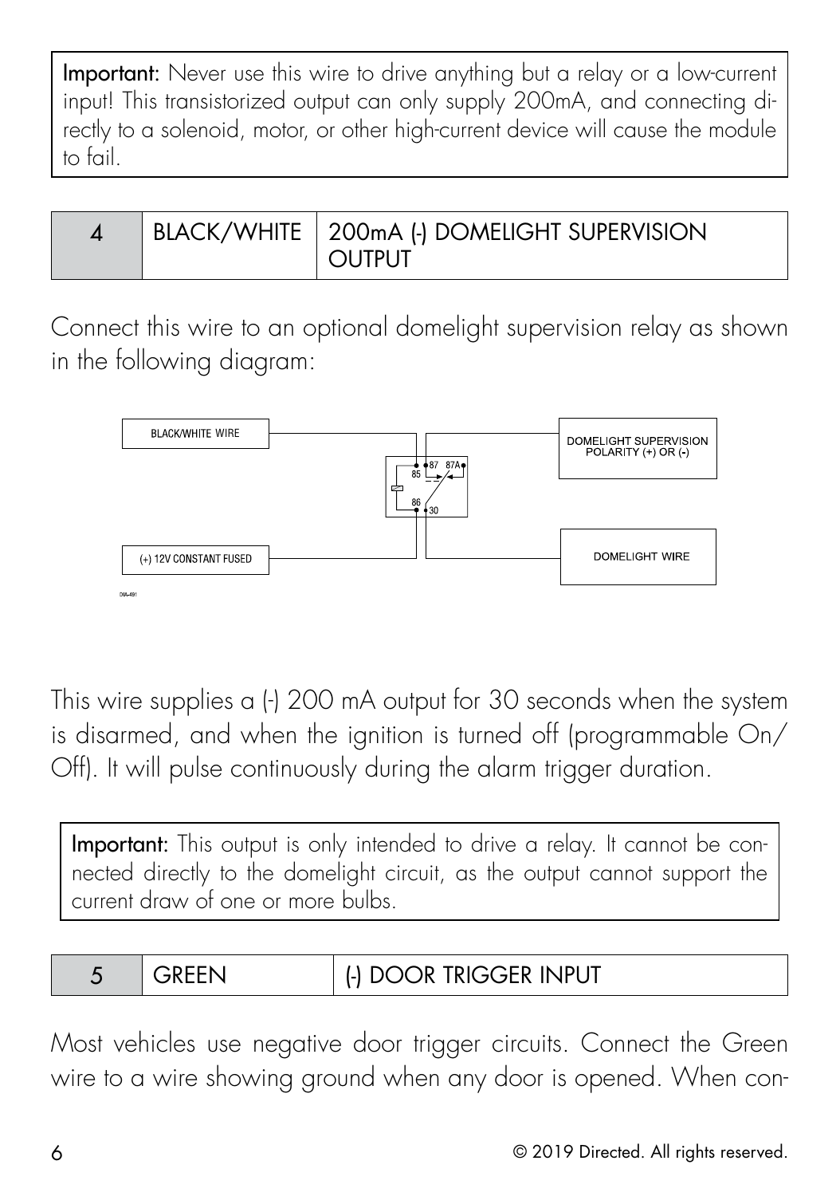**Important:** Never use this wire to drive anything but a relay or a low-current input! This transistorized output can only supply 200mA, and connecting directly to a solenoid, motor, or other high-current device will cause the module to fail.

| 4 | BLACK/WHITE | 200mA (-) DOMELIGHT SUPERVISION OUTPUT |
|---|---|---|

Connect this wire to an optional domelight supervision relay as shown in the following diagram:

BLACK/WHITE WIRE

DOMELIGHT SUPERVISION POLARITY (+) OR (-)

87 87A 85 86 30

(+) 12V CONSTANT FUSED

DOMELIGHT WIRE

DIA-491

This wire supplies a (-) 200 mA output for 30 seconds when the system is disarmed, and when the ignition is turned off (programmable On/Off). It will pulse continuously during the alarm trigger duration.

**Important:** This output is only intended to drive a relay. It cannot be connected directly to the domelight circuit, as the output cannot support the current draw of one or more bulbs.

| 5 | GREEN | (-) DOOR TRIGGER INPUT |
|---|---|---|

Most vehicles use negative door trigger circuits. Connect the Green wire to a wire showing ground when any door is opened. When con-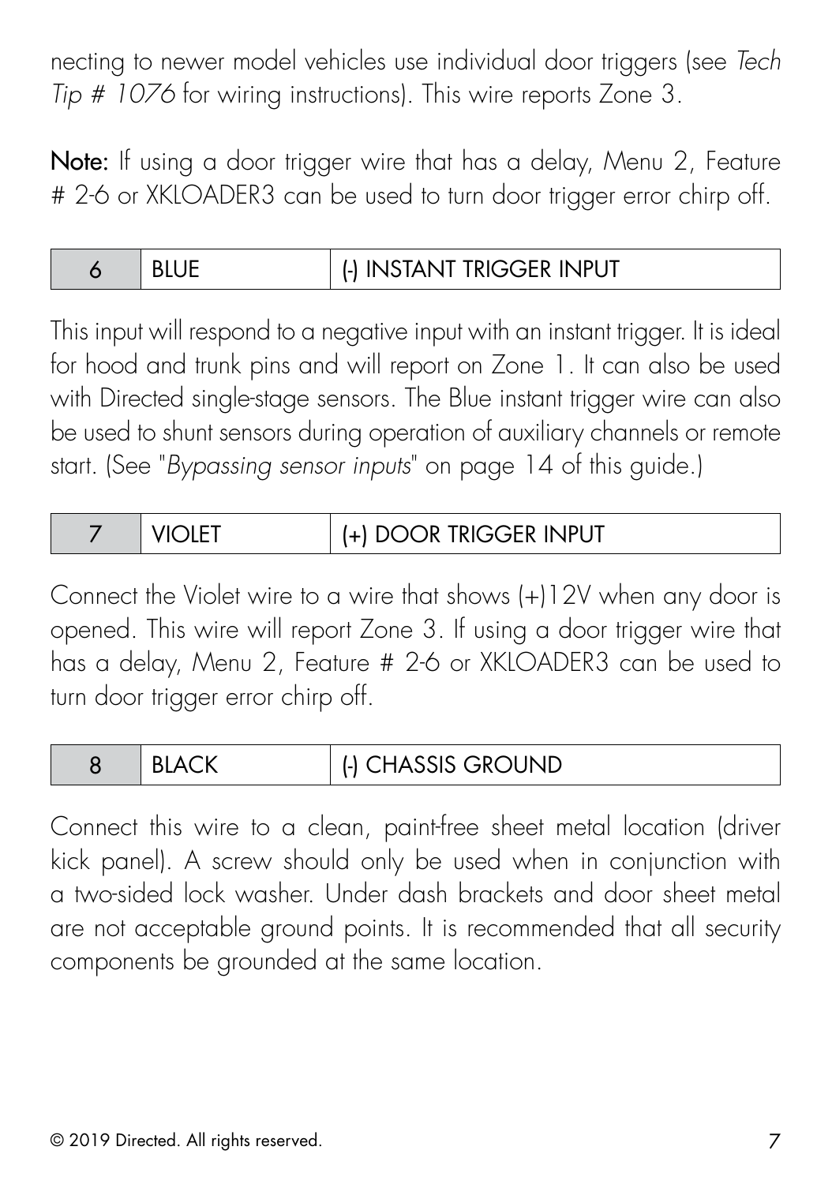necting to newer model vehicles use individual door triggers (see *Tech Tip # 1076* for wiring instructions). This wire reports Zone 3.

**Note:** If using a door trigger wire that has a delay, Menu 2, Feature # 2-6 or XKLOADER3 can be used to turn door trigger error chirp off.

| 6 | BLUE | (-) INSTANT TRIGGER INPUT |
|---|---|---|

This input will respond to a negative input with an instant trigger. It is ideal for hood and trunk pins and will report on Zone 1. It can also be used with Directed single-stage sensors. The Blue instant trigger wire can also be used to shunt sensors during operation of auxiliary channels or remote start. (See "*Bypassing sensor inputs*" on page 14 of this guide.)

| 7 | VIOLET | (+) DOOR TRIGGER INPUT |
|---|---|---|

Connect the Violet wire to a wire that shows (+)12V when any door is opened. This wire will report Zone 3. If using a door trigger wire that has a delay, Menu 2, Feature # 2-6 or XKLOADER3 can be used to turn door trigger error chirp off.

| 8 | BLACK | (-) CHASSIS GROUND |
|---|---|---|

Connect this wire to a clean, paint-free sheet metal location (driver kick panel). A screw should only be used when in conjunction with a two-sided lock washer. Under dash brackets and door sheet metal are not acceptable ground points. It is recommended that all security components be grounded at the same location.

© 2019 Directed. All rights reserved.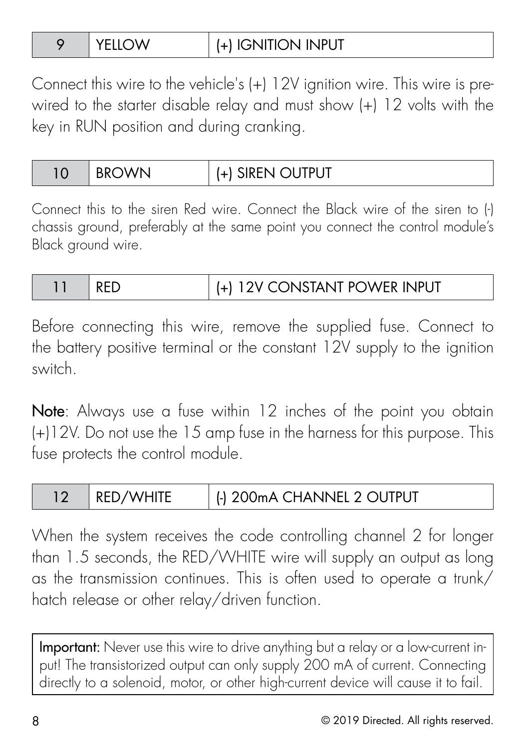| 9 | YELLOW | (+) IGNITION INPUT |
|---|---|---|

Connect this wire to the vehicle's (+) 12V ignition wire. This wire is pre-wired to the starter disable relay and must show (+) 12 volts with the key in RUN position and during cranking.

| 10 | BROWN | (+) SIREN OUTPUT |
|---|---|---|

Connect this to the siren Red wire. Connect the Black wire of the siren to (-) chassis ground, preferably at the same point you connect the control module's Black ground wire.

| 11 | RED | (+) 12V CONSTANT POWER INPUT |
|---|---|---|

Before connecting this wire, remove the supplied fuse. Connect to the battery positive terminal or the constant 12V supply to the ignition switch.

**Note**: Always use a fuse within 12 inches of the point you obtain (+)12V. Do not use the 15 amp fuse in the harness for this purpose. This fuse protects the control module.

| 12 | RED/WHITE | (-) 200mA CHANNEL 2 OUTPUT |
|---|---|---|

When the system receives the code controlling channel 2 for longer than 1.5 seconds, the RED/WHITE wire will supply an output as long as the transmission continues. This is often used to operate a trunk/hatch release or other relay/driven function.

**Important:** Never use this wire to drive anything but a relay or a low-current input! The transistorized output can only supply 200 mA of current. Connecting directly to a solenoid, motor, or other high-current device will cause it to fail.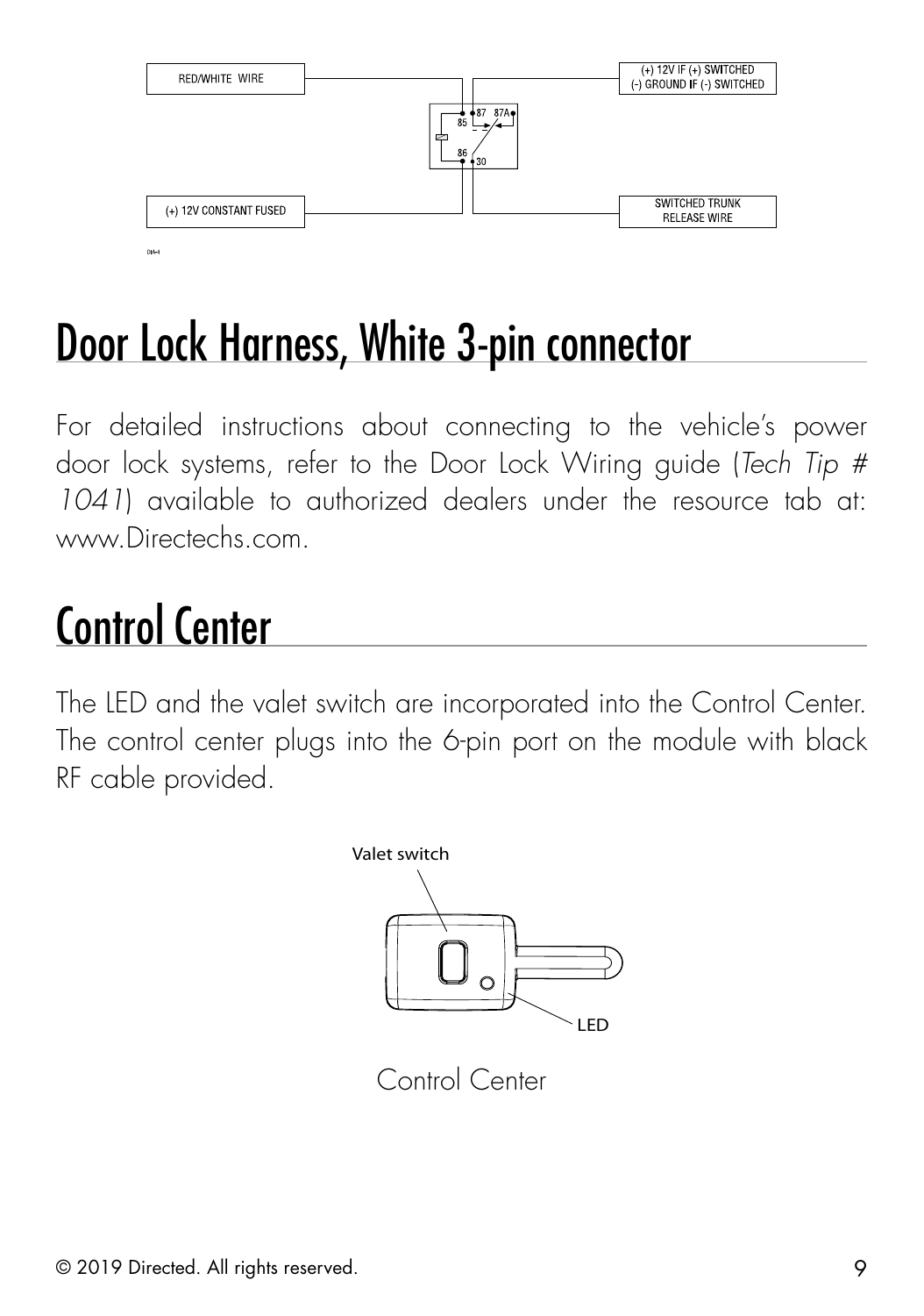RED/WHITE WIRE

(+) 12V IF (+) SWITCHED
(-) GROUND IF (-) SWITCHED

85 87 87A 86 30

(+) 12V CONSTANT FUSED

SWITCHED TRUNK
RELEASE WIRE

# Door Lock Harness, White 3-pin connector

For detailed instructions about connecting to the vehicle's power door lock systems, refer to the Door Lock Wiring guide (*Tech Tip # 1041*) available to authorized dealers under the resource tab at: www.Directechs.com.

# Control Center

The LED and the valet switch are incorporated into the Control Center. The control center plugs into the 6-pin port on the module with black RF cable provided.

Valet switch

LED

Control Center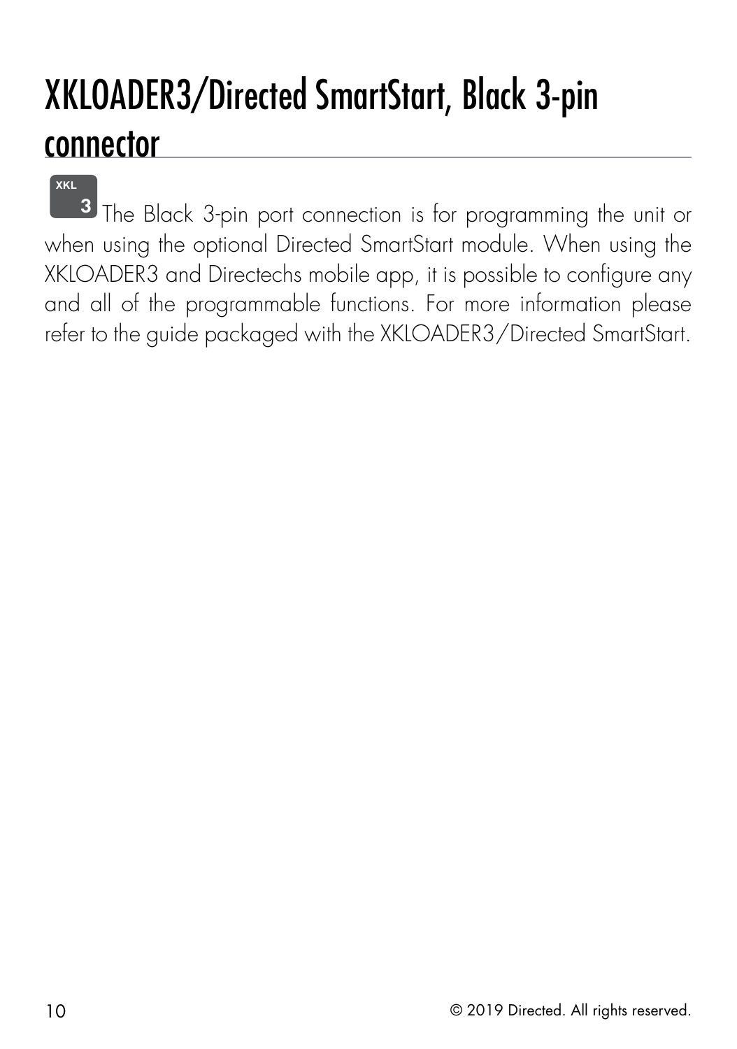# XKLOADER3/Directed SmartStart, Black 3-pin connector

XKL 3 The Black 3-pin port connection is for programming the unit or when using the optional Directed SmartStart module. When using the XKLOADER3 and Directechs mobile app, it is possible to configure any and all of the programmable functions. For more information please refer to the guide packaged with the XKLOADER3/Directed SmartStart.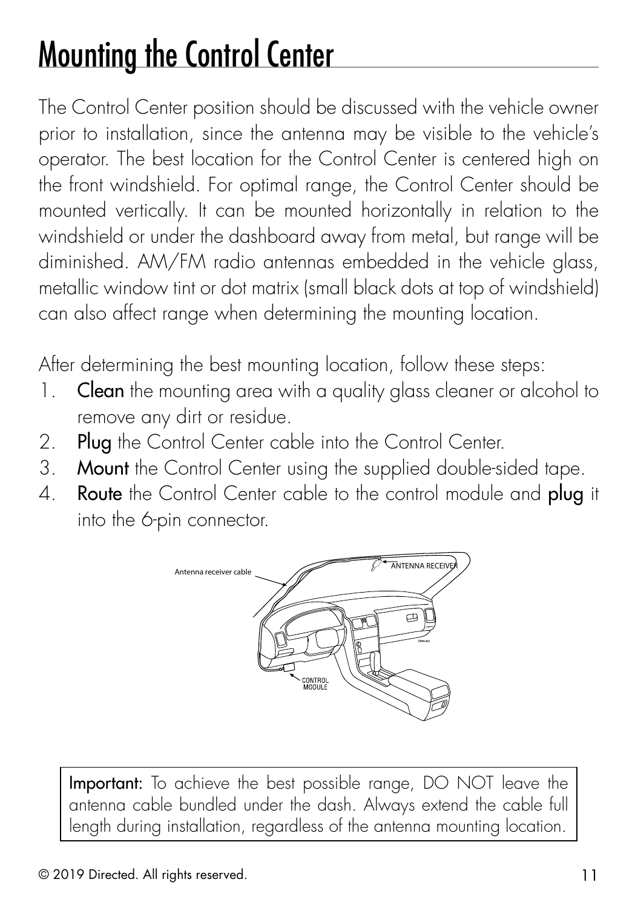# Mounting the Control Center

The Control Center position should be discussed with the vehicle owner prior to installation, since the antenna may be visible to the vehicle's operator. The best location for the Control Center is centered high on the front windshield. For optimal range, the Control Center should be mounted vertically. It can be mounted horizontally in relation to the windshield or under the dashboard away from metal, but range will be diminished. AM/FM radio antennas embedded in the vehicle glass, metallic window tint or dot matrix (small black dots at top of windshield) can also affect range when determining the mounting location.

After determining the best mounting location, follow these steps:

1. **Clean** the mounting area with a quality glass cleaner or alcohol to remove any dirt or residue.
2. **Plug** the Control Center cable into the Control Center.
3. **Mount** the Control Center using the supplied double-sided tape.
4. **Route** the Control Center cable to the control module and **plug** it into the 6-pin connector.

Antenna receiver cable

ANTENNA RECEIVER

CONTROL MODULE

**Important:** To achieve the best possible range, DO NOT leave the antenna cable bundled under the dash. Always extend the cable full length during installation, regardless of the antenna mounting location.

© 2019 Directed. All rights reserved.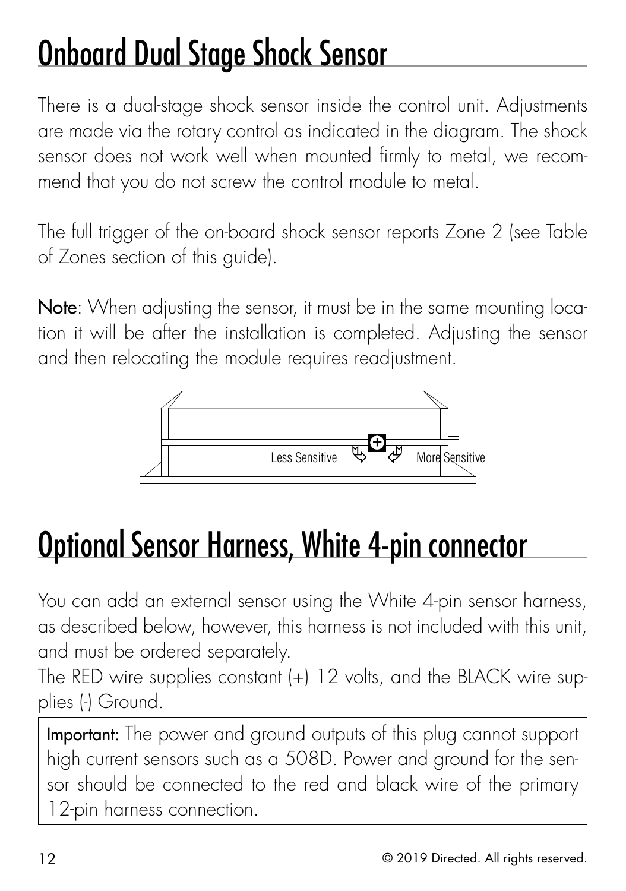# Onboard Dual Stage Shock Sensor

There is a dual-stage shock sensor inside the control unit. Adjustments are made via the rotary control as indicated in the diagram. The shock sensor does not work well when mounted firmly to metal, we recommend that you do not screw the control module to metal.

The full trigger of the on-board shock sensor reports Zone 2 (see Table of Zones section of this guide).

**Note**: When adjusting the sensor, it must be in the same mounting location it will be after the installation is completed. Adjusting the sensor and then relocating the module requires readjustment.

Less Sensitive More Sensitive

# Optional Sensor Harness, White 4-pin connector

You can add an external sensor using the White 4-pin sensor harness, as described below, however, this harness is not included with this unit, and must be ordered separately.

The RED wire supplies constant (+) 12 volts, and the BLACK wire supplies (-) Ground.

**Important:** The power and ground outputs of this plug cannot support high current sensors such as a 508D. Power and ground for the sensor should be connected to the red and black wire of the primary 12-pin harness connection.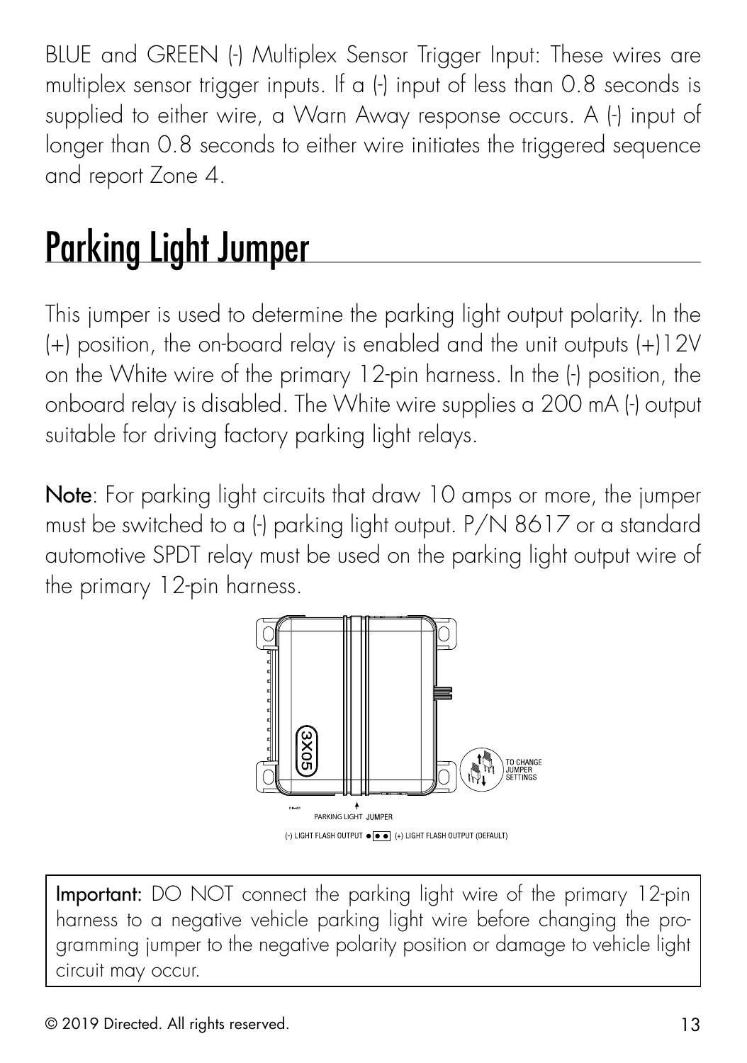BLUE and GREEN (-) Multiplex Sensor Trigger Input: These wires are multiplex sensor trigger inputs. If a (-) input of less than 0.8 seconds is supplied to either wire, a Warn Away response occurs. A (-) input of longer than 0.8 seconds to either wire initiates the triggered sequence and report Zone 4.

# Parking Light Jumper

This jumper is used to determine the parking light output polarity. In the (+) position, the on-board relay is enabled and the unit outputs (+)12V on the White wire of the primary 12-pin harness. In the (-) position, the onboard relay is disabled. The White wire supplies a 200 mA (-) output suitable for driving factory parking light relays.

**Note**: For parking light circuits that draw 10 amps or more, the jumper must be switched to a (-) parking light output. P/N 8617 or a standard automotive SPDT relay must be used on the parking light output wire of the primary 12-pin harness.

3X05

TO CHANGE JUMPER SETTINGS

PARKING LIGHT JUMPER

(-) LIGHT FLASH OUTPUT (+) LIGHT FLASH OUTPUT (DEFAULT)

**Important:** DO NOT connect the parking light wire of the primary 12-pin harness to a negative vehicle parking light wire before changing the programming jumper to the negative polarity position or damage to vehicle light circuit may occur.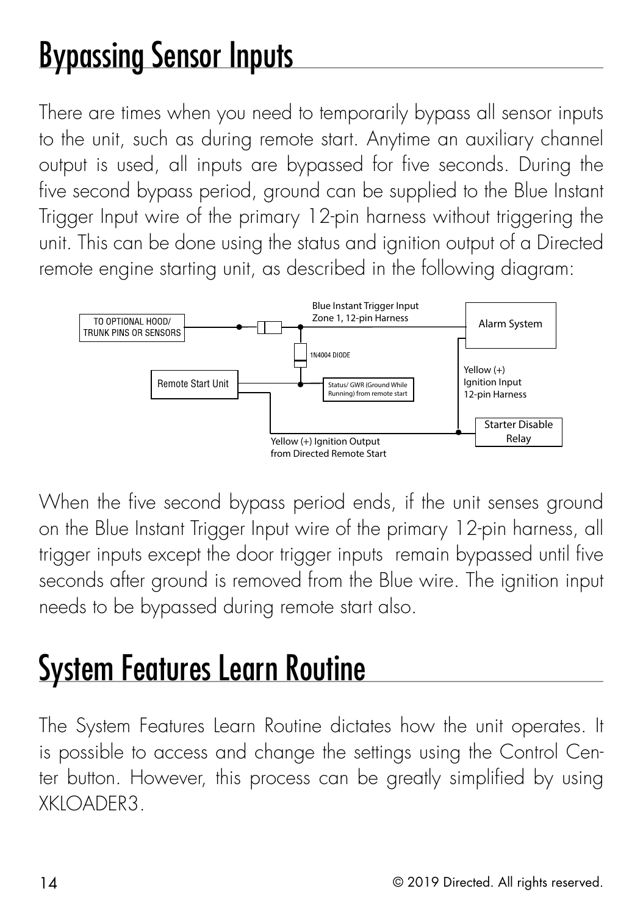# Bypassing Sensor Inputs

There are times when you need to temporarily bypass all sensor inputs to the unit, such as during remote start. Anytime an auxiliary channel output is used, all inputs are bypassed for five seconds. During the five second bypass period, ground can be supplied to the Blue Instant Trigger Input wire of the primary 12-pin harness without triggering the unit. This can be done using the status and ignition output of a Directed remote engine starting unit, as described in the following diagram:

TO OPTIONAL HOOD/ TRUNK PINS OR SENSORS

Blue Instant Trigger Input Zone 1, 12-pin Harness

Alarm System

1N4004 DIODE

Remote Start Unit

Status/ GWR (Ground While Running) from remote start

Yellow (+) Ignition Input 12-pin Harness

Starter Disable Relay

Yellow (+) Ignition Output from Directed Remote Start

When the five second bypass period ends, if the unit senses ground on the Blue Instant Trigger Input wire of the primary 12-pin harness, all trigger inputs except the door trigger inputs remain bypassed until five seconds after ground is removed from the Blue wire. The ignition input needs to be bypassed during remote start also.

# System Features Learn Routine

The System Features Learn Routine dictates how the unit operates. It is possible to access and change the settings using the Control Center button. However, this process can be greatly simplified by using XKLOADER3.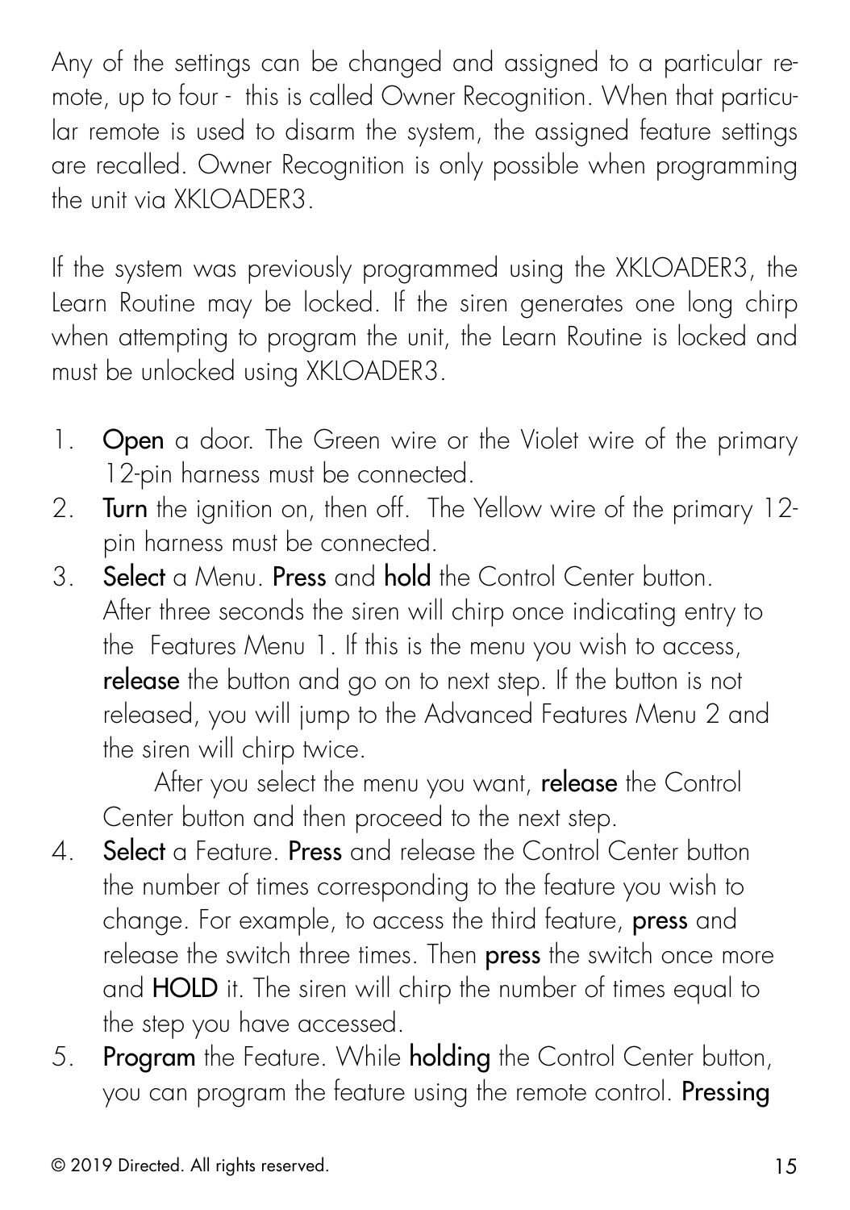Any of the settings can be changed and assigned to a particular remote, up to four - this is called Owner Recognition. When that particular remote is used to disarm the system, the assigned feature settings are recalled. Owner Recognition is only possible when programming the unit via XKLOADER3.

If the system was previously programmed using the XKLOADER3, the Learn Routine may be locked. If the siren generates one long chirp when attempting to program the unit, the Learn Routine is locked and must be unlocked using XKLOADER3.

1. **Open** a door. The Green wire or the Violet wire of the primary 12-pin harness must be connected.
2. **Turn** the ignition on, then off. The Yellow wire of the primary 12-pin harness must be connected.
3. **Select** a Menu. **Press** and **hold** the Control Center button. After three seconds the siren will chirp once indicating entry to the Features Menu 1. If this is the menu you wish to access, **release** the button and go on to next step. If the button is not released, you will jump to the Advanced Features Menu 2 and the siren will chirp twice.

   After you select the menu you want, **release** the Control Center button and then proceed to the next step.
4. **Select** a Feature. **Press** and release the Control Center button the number of times corresponding to the feature you wish to change. For example, to access the third feature, **press** and release the switch three times. Then **press** the switch once more and **HOLD** it. The siren will chirp the number of times equal to the step you have accessed.
5. **Program** the Feature. While **holding** the Control Center button, you can program the feature using the remote control. **Pressing**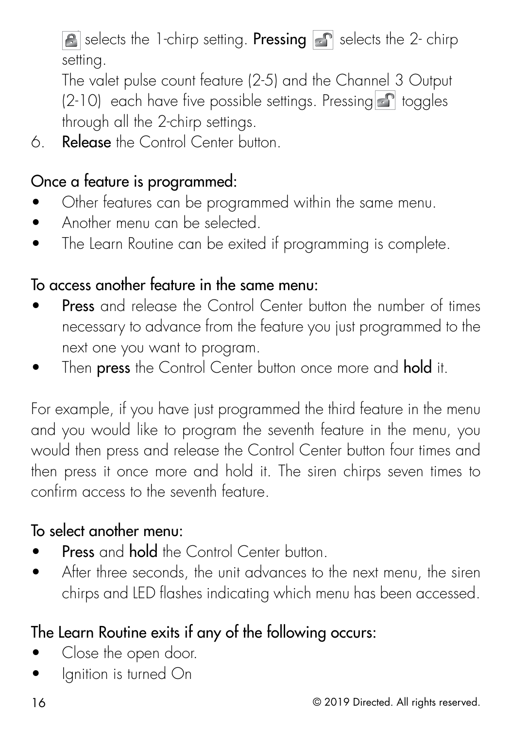selects the 1-chirp setting. **Pressing** selects the 2- chirp setting.

The valet pulse count feature (2-5) and the Channel 3 Output (2-10) each have five possible settings. Pressing toggles through all the 2-chirp settings.

6. **Release** the Control Center button.

## Once a feature is programmed:

- Other features can be programmed within the same menu.
- Another menu can be selected.
- The Learn Routine can be exited if programming is complete.

## To access another feature in the same menu:

- **Press** and release the Control Center button the number of times necessary to advance from the feature you just programmed to the next one you want to program.
- Then **press** the Control Center button once more and **hold** it.

For example, if you have just programmed the third feature in the menu and you would like to program the seventh feature in the menu, you would then press and release the Control Center button four times and then press it once more and hold it. The siren chirps seven times to confirm access to the seventh feature.

## To select another menu:

- **Press** and **hold** the Control Center button.
- After three seconds, the unit advances to the next menu, the siren chirps and LED flashes indicating which menu has been accessed.

## The Learn Routine exits if any of the following occurs:

- Close the open door.
- Ignition is turned On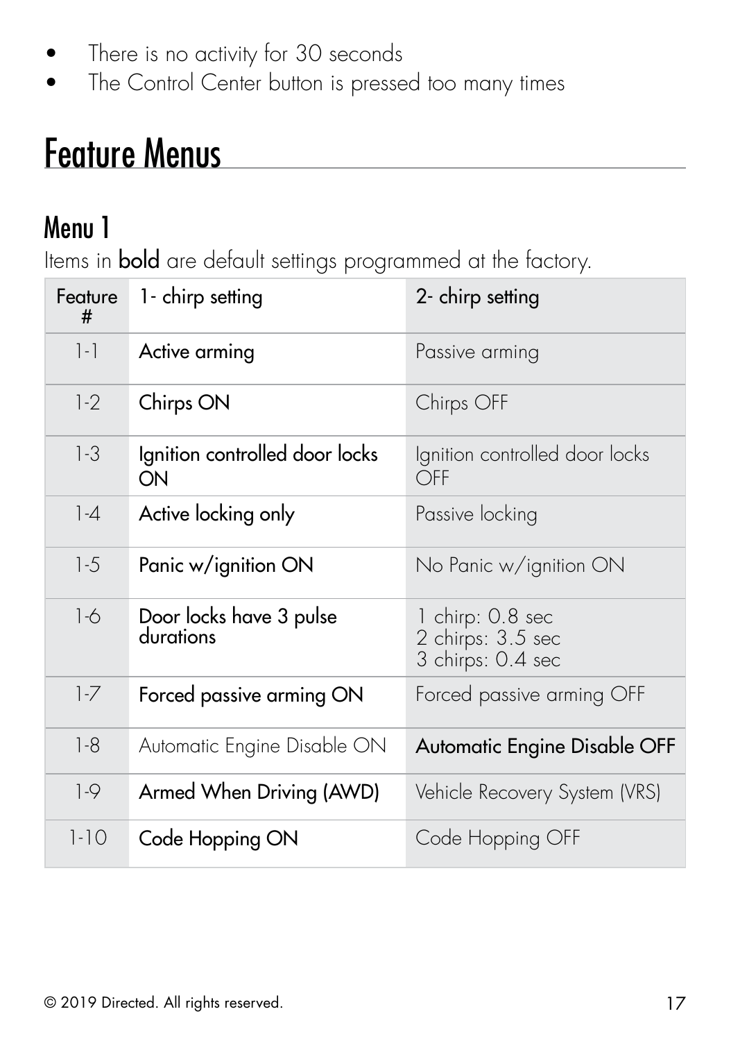- There is no activity for 30 seconds
- The Control Center button is pressed too many times

# Feature Menus

## Menu 1

Items in **bold** are default settings programmed at the factory.

| Feature # | 1- chirp setting | 2- chirp setting |
|---|---|---|
| 1-1 | **Active arming** | Passive arming |
| 1-2 | **Chirps ON** | Chirps OFF |
| 1-3 | **Ignition controlled door locks ON** | Ignition controlled door locks OFF |
| 1-4 | **Active locking only** | Passive locking |
| 1-5 | **Panic w/ignition ON** | No Panic w/ignition ON |
| 1-6 | **Door locks have 3 pulse durations** | 1 chirp: 0.8 sec<br>2 chirps: 3.5 sec<br>3 chirps: 0.4 sec |
| 1-7 | **Forced passive arming ON** | Forced passive arming OFF |
| 1-8 | Automatic Engine Disable ON | **Automatic Engine Disable OFF** |
| 1-9 | **Armed When Driving (AWD)** | Vehicle Recovery System (VRS) |
| 1-10 | **Code Hopping ON** | Code Hopping OFF |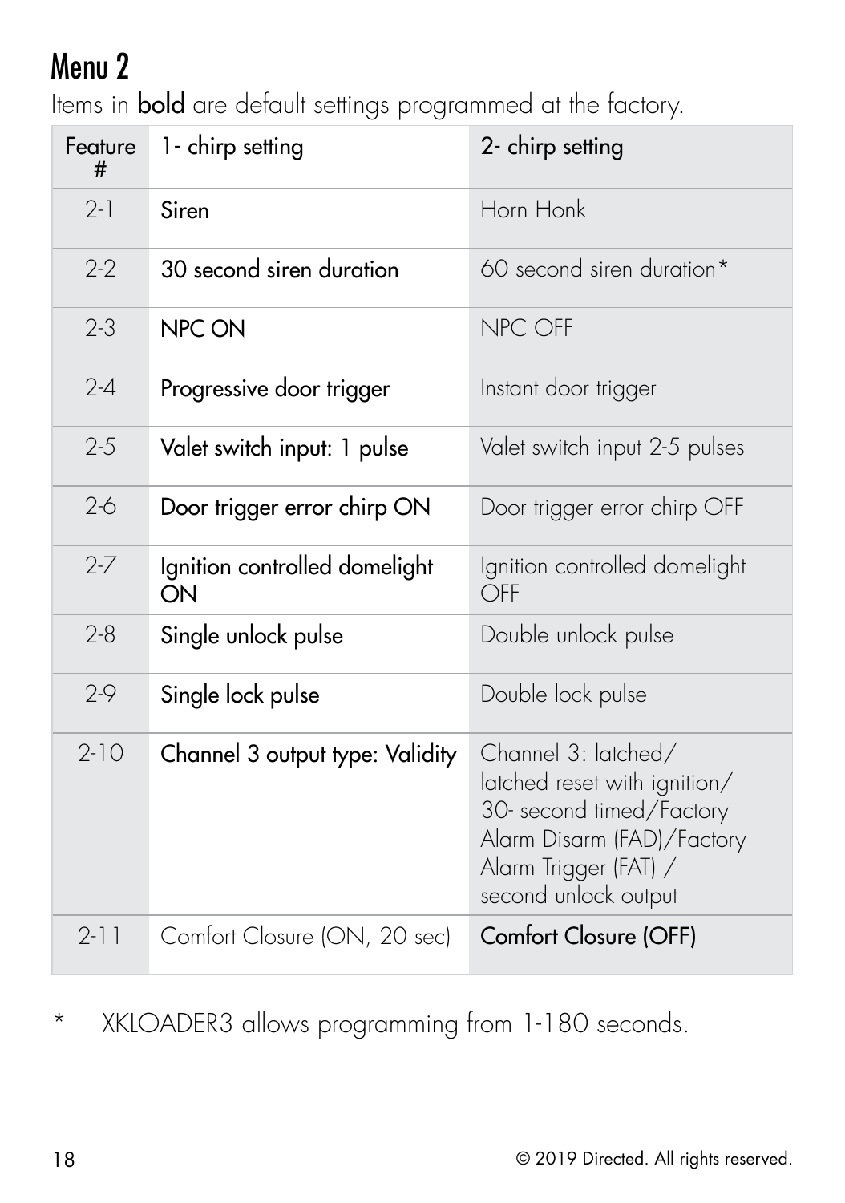# Menu 2

Items in **bold** are default settings programmed at the factory.

| Feature # | 1- chirp setting | 2- chirp setting |
|---|---|---|
| 2-1 | **Siren** | Horn Honk |
| 2-2 | **30 second siren duration** | 60 second siren duration* |
| 2-3 | **NPC ON** | NPC OFF |
| 2-4 | **Progressive door trigger** | Instant door trigger |
| 2-5 | **Valet switch input: 1 pulse** | Valet switch input 2-5 pulses |
| 2-6 | **Door trigger error chirp ON** | Door trigger error chirp OFF |
| 2-7 | **Ignition controlled domelight ON** | Ignition controlled domelight OFF |
| 2-8 | **Single unlock pulse** | Double unlock pulse |
| 2-9 | **Single lock pulse** | Double lock pulse |
| 2-10 | **Channel 3 output type: Validity** | Channel 3: latched/ latched reset with ignition/ 30- second timed/Factory Alarm Disarm (FAD)/Factory Alarm Trigger (FAT) / second unlock output |
| 2-11 | Comfort Closure (ON, 20 sec) | **Comfort Closure (OFF)** |

\* XKLOADER3 allows programming from 1-180 seconds.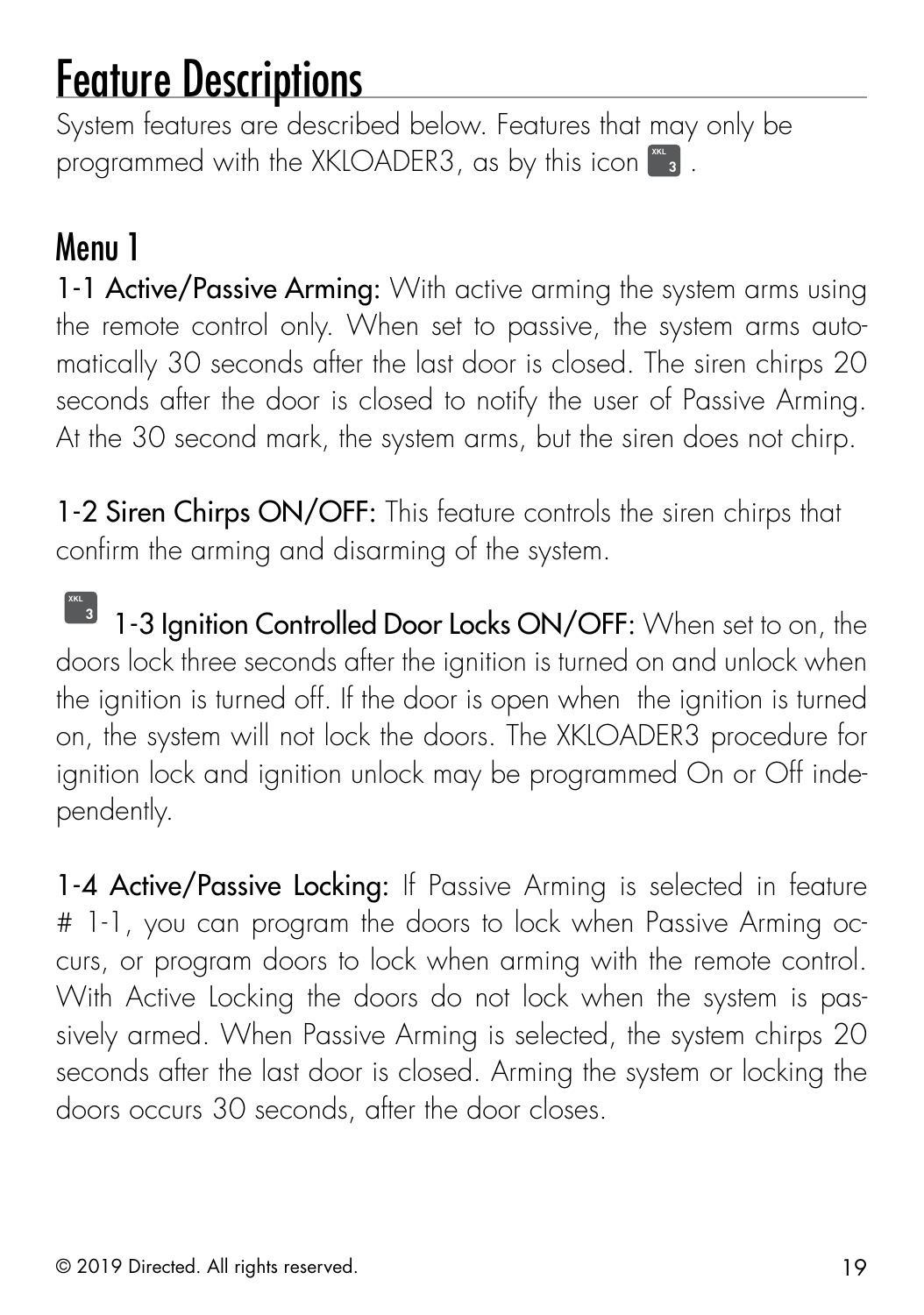# Feature Descriptions

System features are described below. Features that may only be programmed with the XKLOADER3, as by this icon XKL 3 .

## Menu 1

**1-1 Active/Passive Arming:** With active arming the system arms using the remote control only. When set to passive, the system arms automatically 30 seconds after the last door is closed. The siren chirps 20 seconds after the door is closed to notify the user of Passive Arming. At the 30 second mark, the system arms, but the siren does not chirp.

**1-2 Siren Chirps ON/OFF:** This feature controls the siren chirps that confirm the arming and disarming of the system.

XKL 3 **1-3 Ignition Controlled Door Locks ON/OFF:** When set to on, the doors lock three seconds after the ignition is turned on and unlock when the ignition is turned off. If the door is open when the ignition is turned on, the system will not lock the doors. The XKLOADER3 procedure for ignition lock and ignition unlock may be programmed On or Off independently.

**1-4 Active/Passive Locking:** If Passive Arming is selected in feature # 1-1, you can program the doors to lock when Passive Arming occurs, or program doors to lock when arming with the remote control. With Active Locking the doors do not lock when the system is passively armed. When Passive Arming is selected, the system chirps 20 seconds after the last door is closed. Arming the system or locking the doors occurs 30 seconds, after the door closes.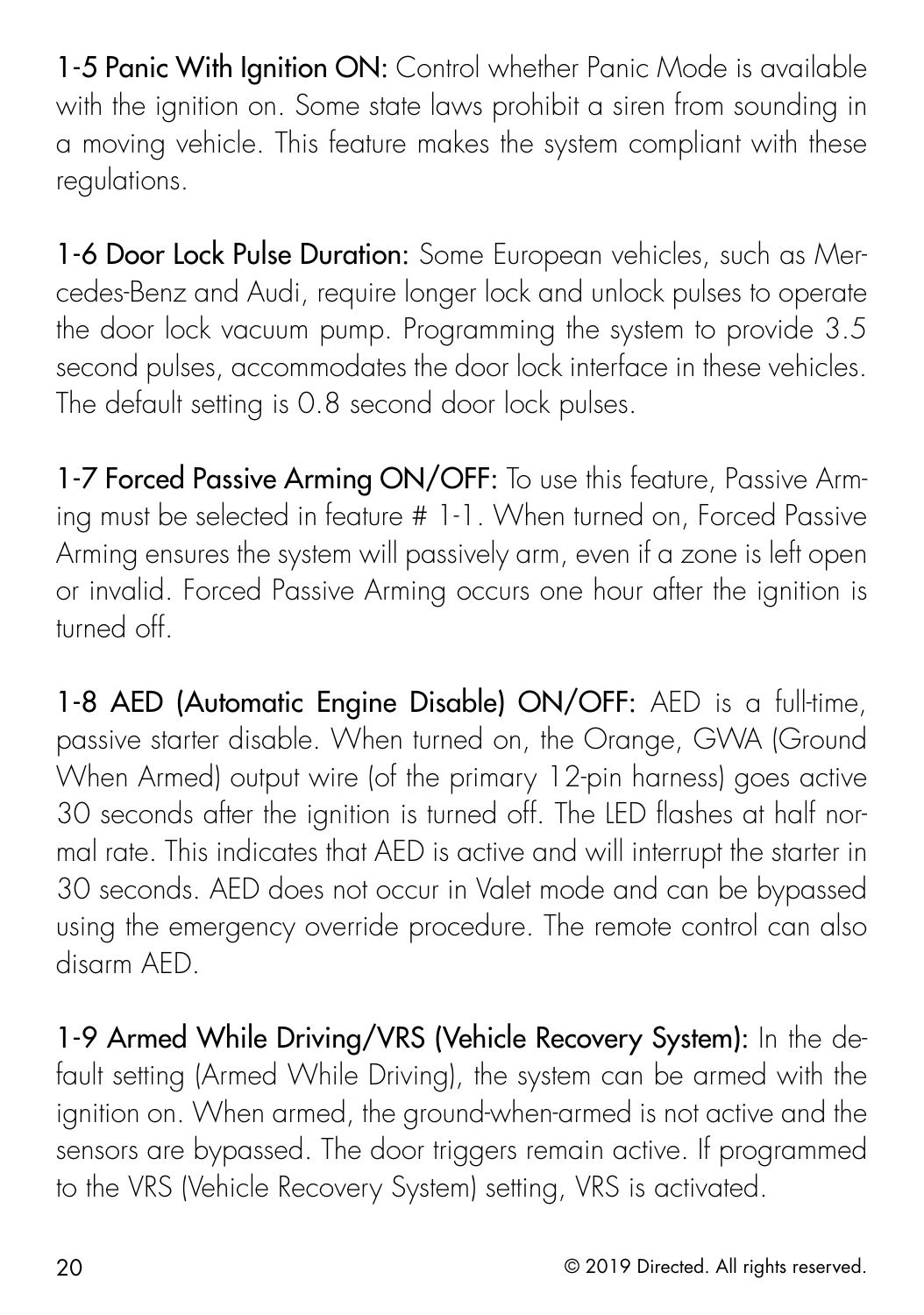**1-5 Panic With Ignition ON:** Control whether Panic Mode is available with the ignition on. Some state laws prohibit a siren from sounding in a moving vehicle. This feature makes the system compliant with these regulations.

**1-6 Door Lock Pulse Duration:** Some European vehicles, such as Mercedes-Benz and Audi, require longer lock and unlock pulses to operate the door lock vacuum pump. Programming the system to provide 3.5 second pulses, accommodates the door lock interface in these vehicles. The default setting is 0.8 second door lock pulses.

**1-7 Forced Passive Arming ON/OFF:** To use this feature, Passive Arming must be selected in feature # 1-1. When turned on, Forced Passive Arming ensures the system will passively arm, even if a zone is left open or invalid. Forced Passive Arming occurs one hour after the ignition is turned off.

**1-8 AED (Automatic Engine Disable) ON/OFF:** AED is a full-time, passive starter disable. When turned on, the Orange, GWA (Ground When Armed) output wire (of the primary 12-pin harness) goes active 30 seconds after the ignition is turned off. The LED flashes at half normal rate. This indicates that AED is active and will interrupt the starter in 30 seconds. AED does not occur in Valet mode and can be bypassed using the emergency override procedure. The remote control can also disarm AED.

**1-9 Armed While Driving/VRS (Vehicle Recovery System):** In the default setting (Armed While Driving), the system can be armed with the ignition on. When armed, the ground-when-armed is not active and the sensors are bypassed. The door triggers remain active. If programmed to the VRS (Vehicle Recovery System) setting, VRS is activated.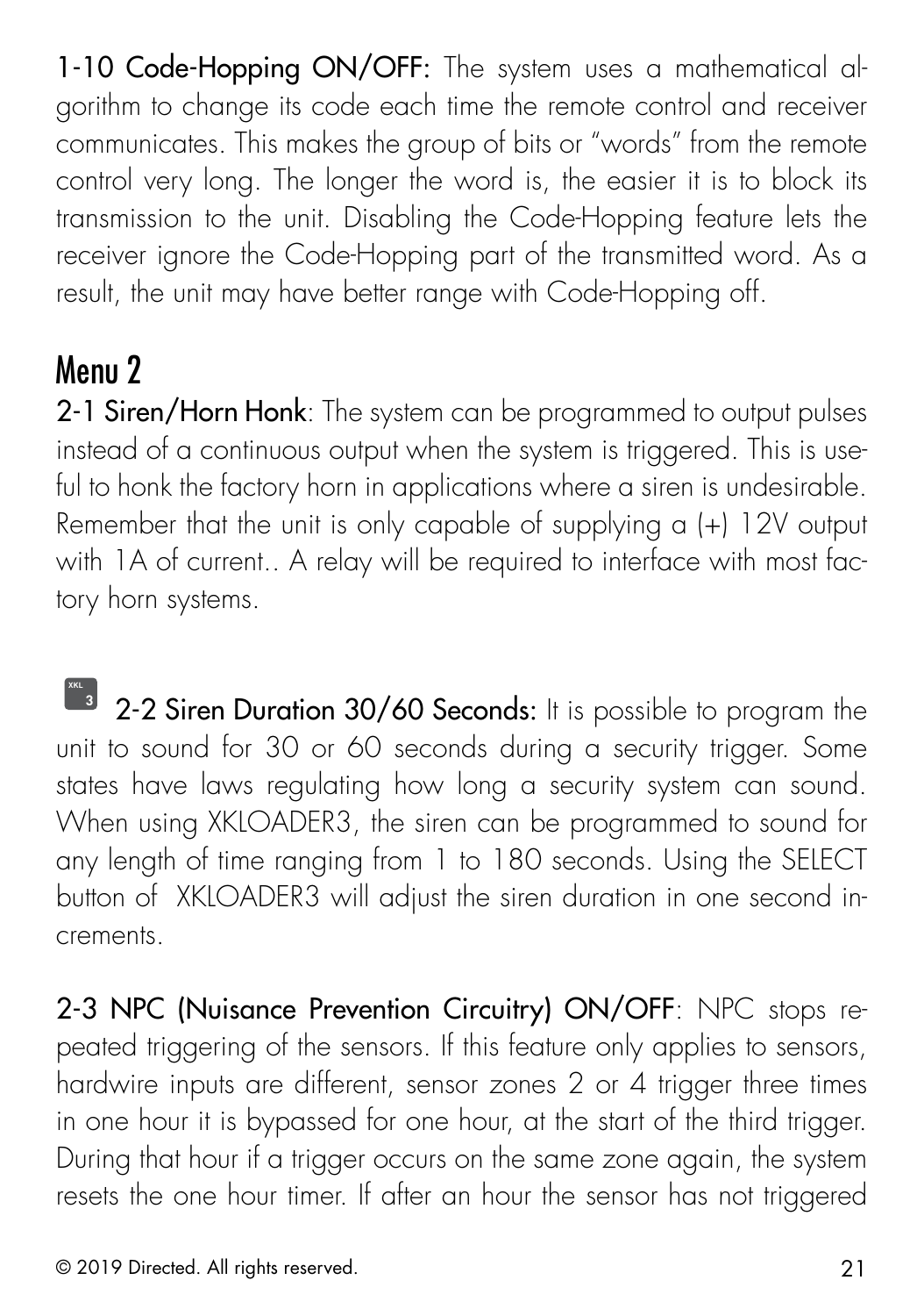**1-10 Code-Hopping ON/OFF:** The system uses a mathematical algorithm to change its code each time the remote control and receiver communicates. This makes the group of bits or "words" from the remote control very long. The longer the word is, the easier it is to block its transmission to the unit. Disabling the Code-Hopping feature lets the receiver ignore the Code-Hopping part of the transmitted word. As a result, the unit may have better range with Code-Hopping off.

## Menu 2

**2-1 Siren/Horn Honk**: The system can be programmed to output pulses instead of a continuous output when the system is triggered. This is useful to honk the factory horn in applications where a siren is undesirable. Remember that the unit is only capable of supplying a (+) 12V output with 1A of current.. A relay will be required to interface with most factory horn systems.

XKL 3 **2-2 Siren Duration 30/60 Seconds:** It is possible to program the unit to sound for 30 or 60 seconds during a security trigger. Some states have laws regulating how long a security system can sound. When using XKLOADER3, the siren can be programmed to sound for any length of time ranging from 1 to 180 seconds. Using the SELECT button of XKLOADER3 will adjust the siren duration in one second increments.

**2-3 NPC (Nuisance Prevention Circuitry) ON/OFF**: NPC stops repeated triggering of the sensors. If this feature only applies to sensors, hardwire inputs are different, sensor zones 2 or 4 trigger three times in one hour it is bypassed for one hour, at the start of the third trigger. During that hour if a trigger occurs on the same zone again, the system resets the one hour timer. If after an hour the sensor has not triggered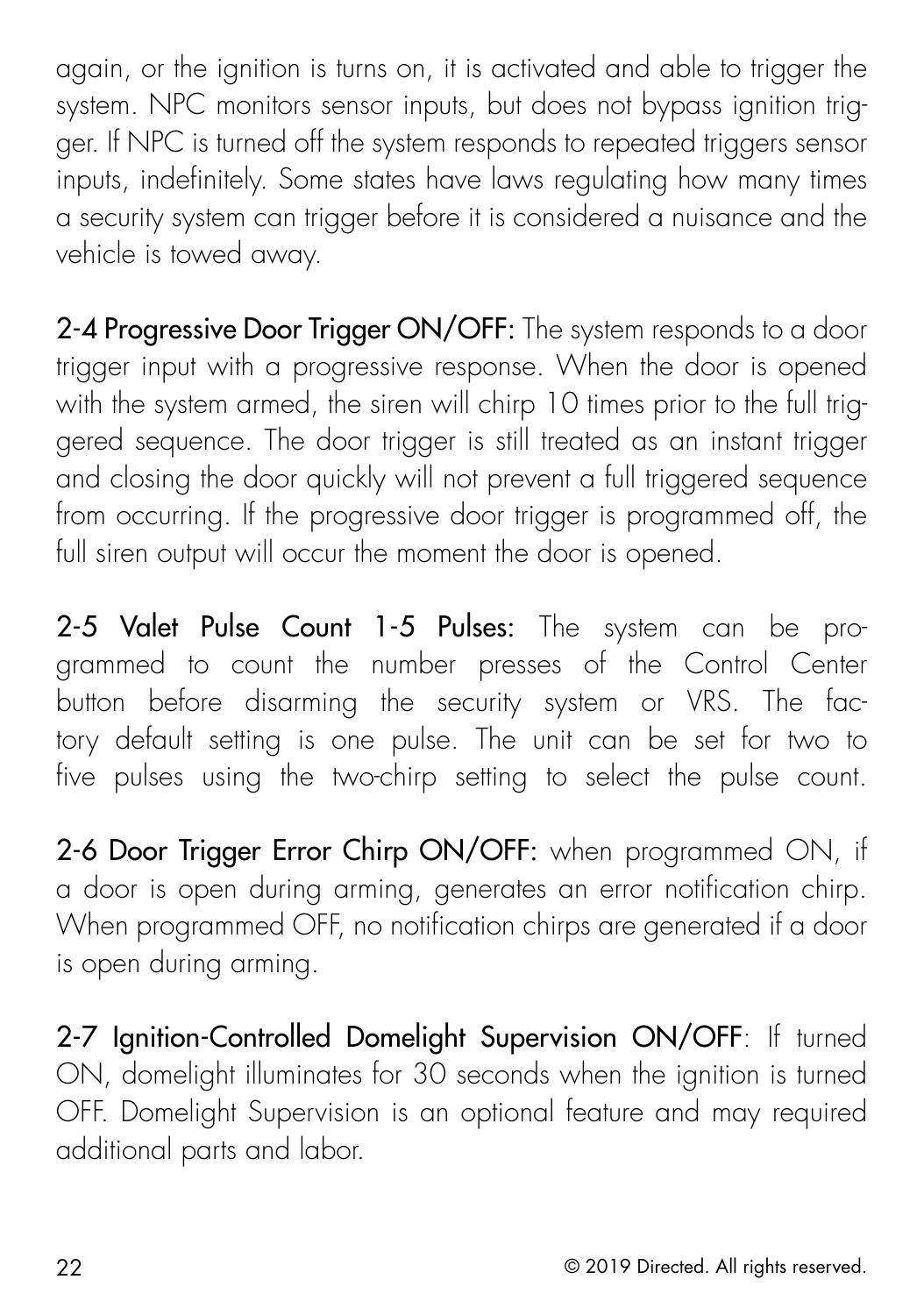again, or the ignition is turns on, it is activated and able to trigger the system. NPC monitors sensor inputs, but does not bypass ignition trigger. If NPC is turned off the system responds to repeated triggers sensor inputs, indefinitely. Some states have laws regulating how many times a security system can trigger before it is considered a nuisance and the vehicle is towed away.

**2-4 Progressive Door Trigger ON/OFF:** The system responds to a door trigger input with a progressive response. When the door is opened with the system armed, the siren will chirp 10 times prior to the full triggered sequence. The door trigger is still treated as an instant trigger and closing the door quickly will not prevent a full triggered sequence from occurring. If the progressive door trigger is programmed off, the full siren output will occur the moment the door is opened.

**2-5 Valet Pulse Count 1-5 Pulses:** The system can be programmed to count the number presses of the Control Center button before disarming the security system or VRS. The factory default setting is one pulse. The unit can be set for two to five pulses using the two-chirp setting to select the pulse count.

**2-6 Door Trigger Error Chirp ON/OFF:** when programmed ON, if a door is open during arming, generates an error notification chirp. When programmed OFF, no notification chirps are generated if a door is open during arming.

**2-7 Ignition-Controlled Domelight Supervision ON/OFF**: If turned ON, domelight illuminates for 30 seconds when the ignition is turned OFF. Domelight Supervision is an optional feature and may required additional parts and labor.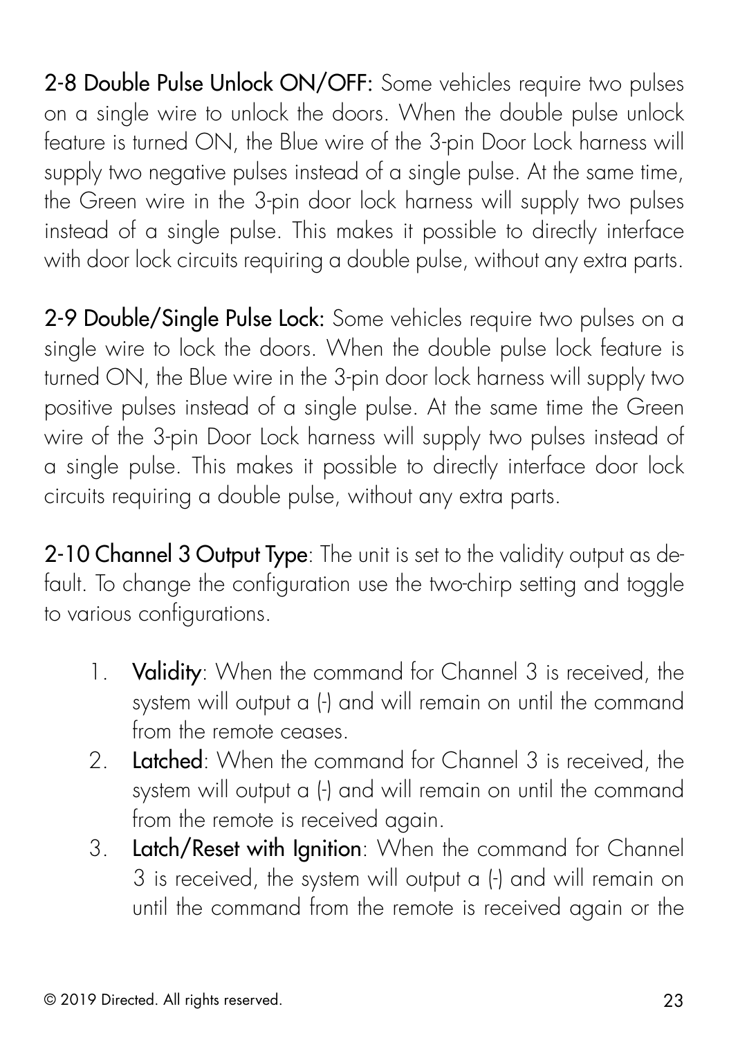**2-8 Double Pulse Unlock ON/OFF:** Some vehicles require two pulses on a single wire to unlock the doors. When the double pulse unlock feature is turned ON, the Blue wire of the 3-pin Door Lock harness will supply two negative pulses instead of a single pulse. At the same time, the Green wire in the 3-pin door lock harness will supply two pulses instead of a single pulse. This makes it possible to directly interface with door lock circuits requiring a double pulse, without any extra parts.

**2-9 Double/Single Pulse Lock:** Some vehicles require two pulses on a single wire to lock the doors. When the double pulse lock feature is turned ON, the Blue wire in the 3-pin door lock harness will supply two positive pulses instead of a single pulse. At the same time the Green wire of the 3-pin Door Lock harness will supply two pulses instead of a single pulse. This makes it possible to directly interface door lock circuits requiring a double pulse, without any extra parts.

**2-10 Channel 3 Output Type**: The unit is set to the validity output as default. To change the configuration use the two-chirp setting and toggle to various configurations.

1. **Validity**: When the command for Channel 3 is received, the system will output a (-) and will remain on until the command from the remote ceases.
2. **Latched**: When the command for Channel 3 is received, the system will output a (-) and will remain on until the command from the remote is received again.
3. **Latch/Reset with Ignition**: When the command for Channel 3 is received, the system will output a (-) and will remain on until the command from the remote is received again or the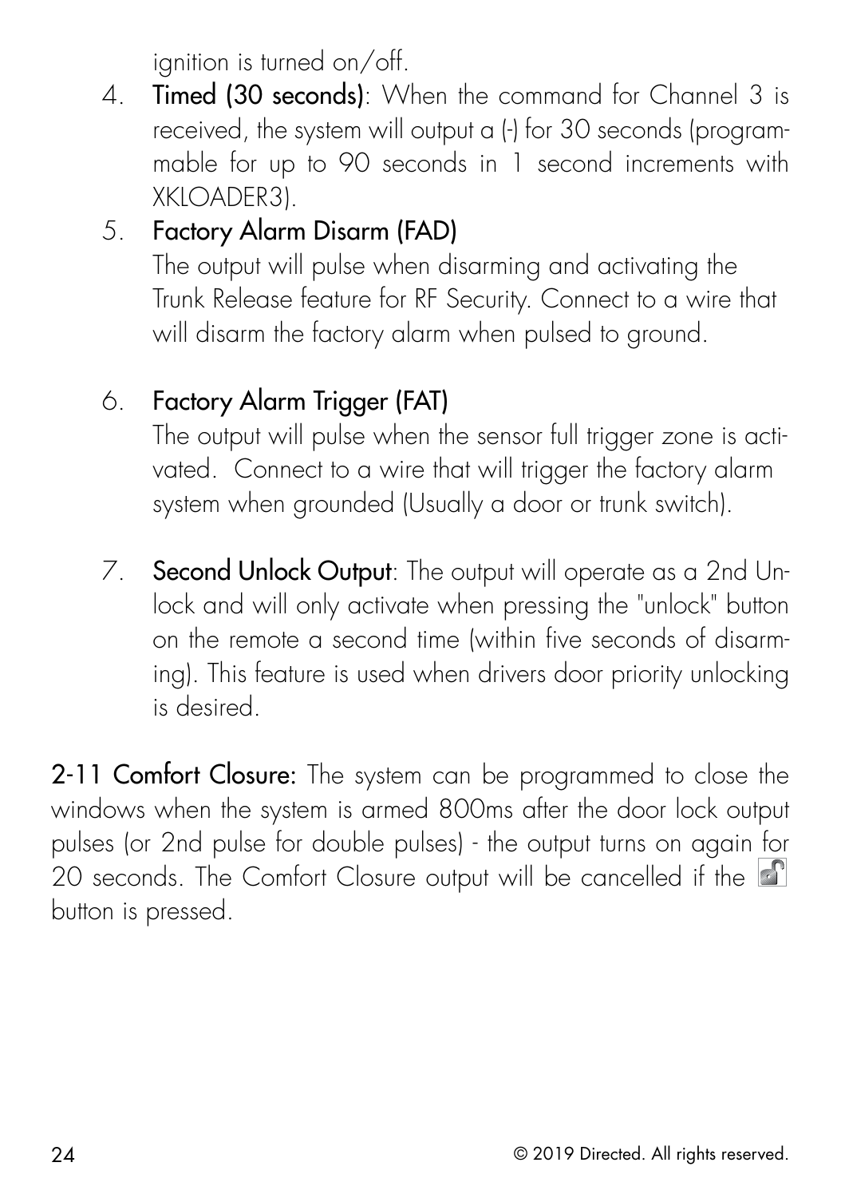ignition is turned on/off.

4. **Timed (30 seconds)**: When the command for Channel 3 is received, the system will output a (-) for 30 seconds (programmable for up to 90 seconds in 1 second increments with XKLOADER3).
5. **Factory Alarm Disarm (FAD)**
   The output will pulse when disarming and activating the Trunk Release feature for RF Security. Connect to a wire that will disarm the factory alarm when pulsed to ground.
6. **Factory Alarm Trigger (FAT)**
   The output will pulse when the sensor full trigger zone is activated. Connect to a wire that will trigger the factory alarm system when grounded (Usually a door or trunk switch).
7. **Second Unlock Output**: The output will operate as a 2nd Unlock and will only activate when pressing the "unlock" button on the remote a second time (within five seconds of disarming). This feature is used when drivers door priority unlocking is desired.

**2-11 Comfort Closure:** The system can be programmed to close the windows when the system is armed 800ms after the door lock output pulses (or 2nd pulse for double pulses) - the output turns on again for 20 seconds. The Comfort Closure output will be cancelled if the 🔓 button is pressed.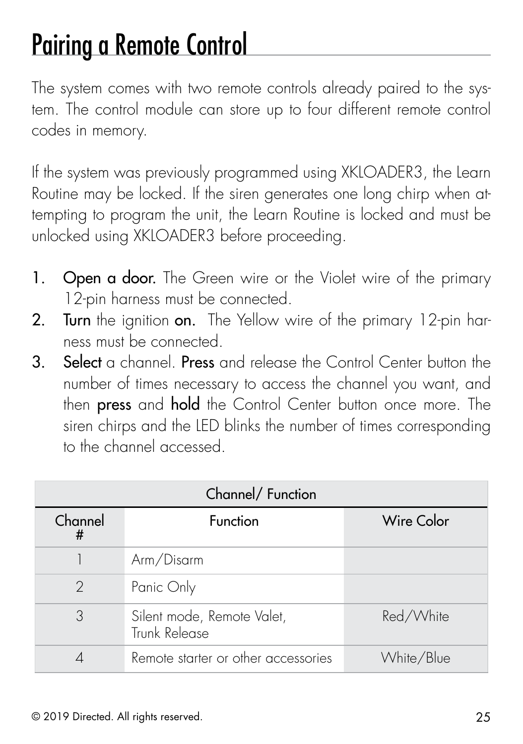# Pairing a Remote Control

The system comes with two remote controls already paired to the system. The control module can store up to four different remote control codes in memory.

If the system was previously programmed using XKLOADER3, the Learn Routine may be locked. If the siren generates one long chirp when attempting to program the unit, the Learn Routine is locked and must be unlocked using XKLOADER3 before proceeding.

1. **Open a door.** The Green wire or the Violet wire of the primary 12-pin harness must be connected.
2. **Turn** the ignition **on.** The Yellow wire of the primary 12-pin harness must be connected.
3. **Select** a channel. **Press** and release the Control Center button the number of times necessary to access the channel you want, and then **press** and **hold** the Control Center button once more. The siren chirps and the LED blinks the number of times corresponding to the channel accessed.

| Channel/ Function | | |
|---|---|---|
| Channel # | Function | Wire Color |
| 1 | Arm/Disarm | |
| 2 | Panic Only | |
| 3 | Silent mode, Remote Valet, Trunk Release | Red/White |
| 4 | Remote starter or other accessories | White/Blue |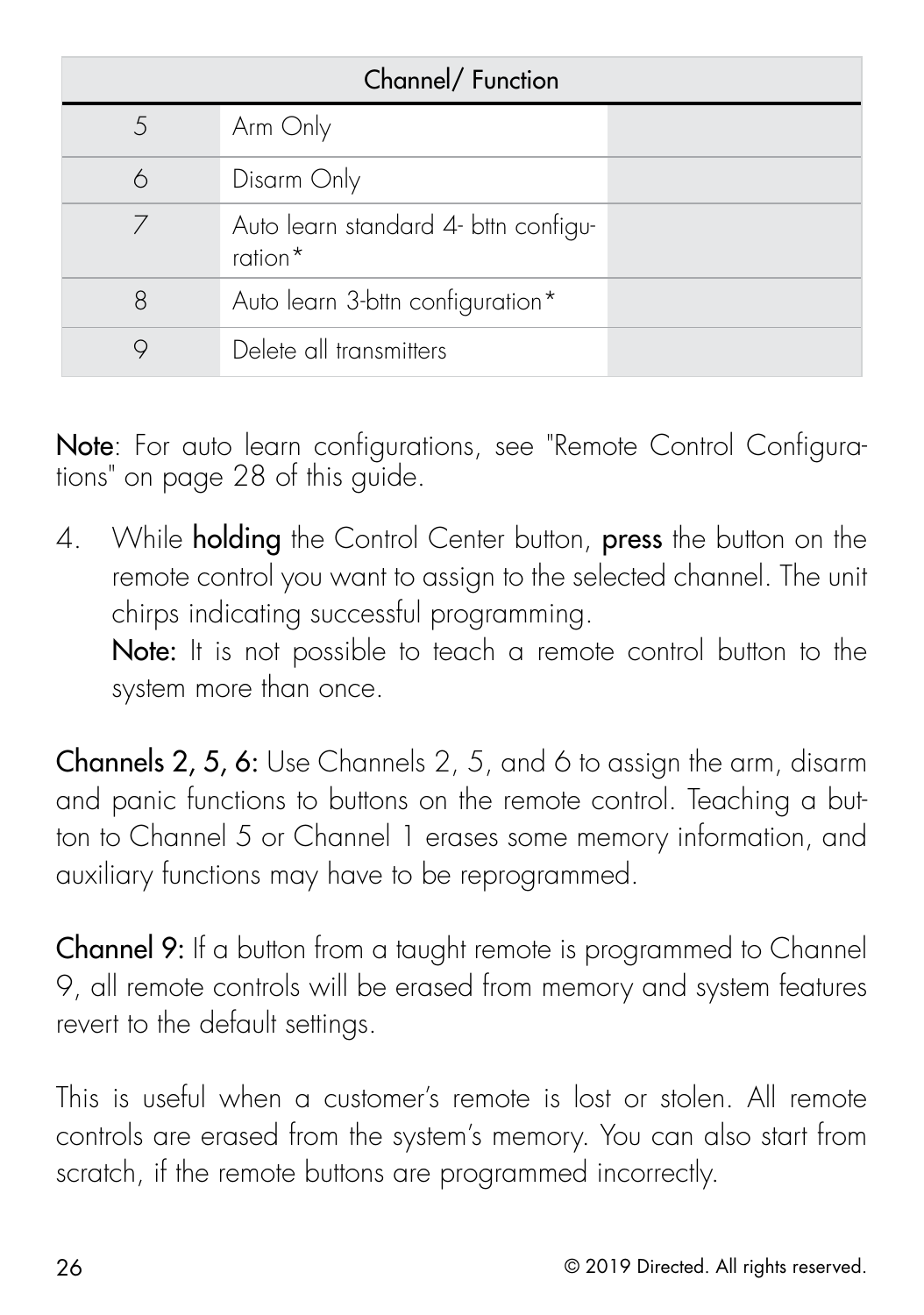| Channel/ Function | | |
|---|---|---|
| 5 | Arm Only | |
| 6 | Disarm Only | |
| 7 | Auto learn standard 4- bttn configuration* | |
| 8 | Auto learn 3-bttn configuration* | |
| 9 | Delete all transmitters | |

**Note**: For auto learn configurations, see "Remote Control Configurations" on page 28 of this guide.

4. While **holding** the Control Center button, **press** the button on the remote control you want to assign to the selected channel. The unit chirps indicating successful programming.
   **Note:** It is not possible to teach a remote control button to the system more than once.

**Channels 2, 5, 6:** Use Channels 2, 5, and 6 to assign the arm, disarm and panic functions to buttons on the remote control. Teaching a button to Channel 5 or Channel 1 erases some memory information, and auxiliary functions may have to be reprogrammed.

**Channel 9:** If a button from a taught remote is programmed to Channel 9, all remote controls will be erased from memory and system features revert to the default settings.

This is useful when a customer's remote is lost or stolen. All remote controls are erased from the system's memory. You can also start from scratch, if the remote buttons are programmed incorrectly.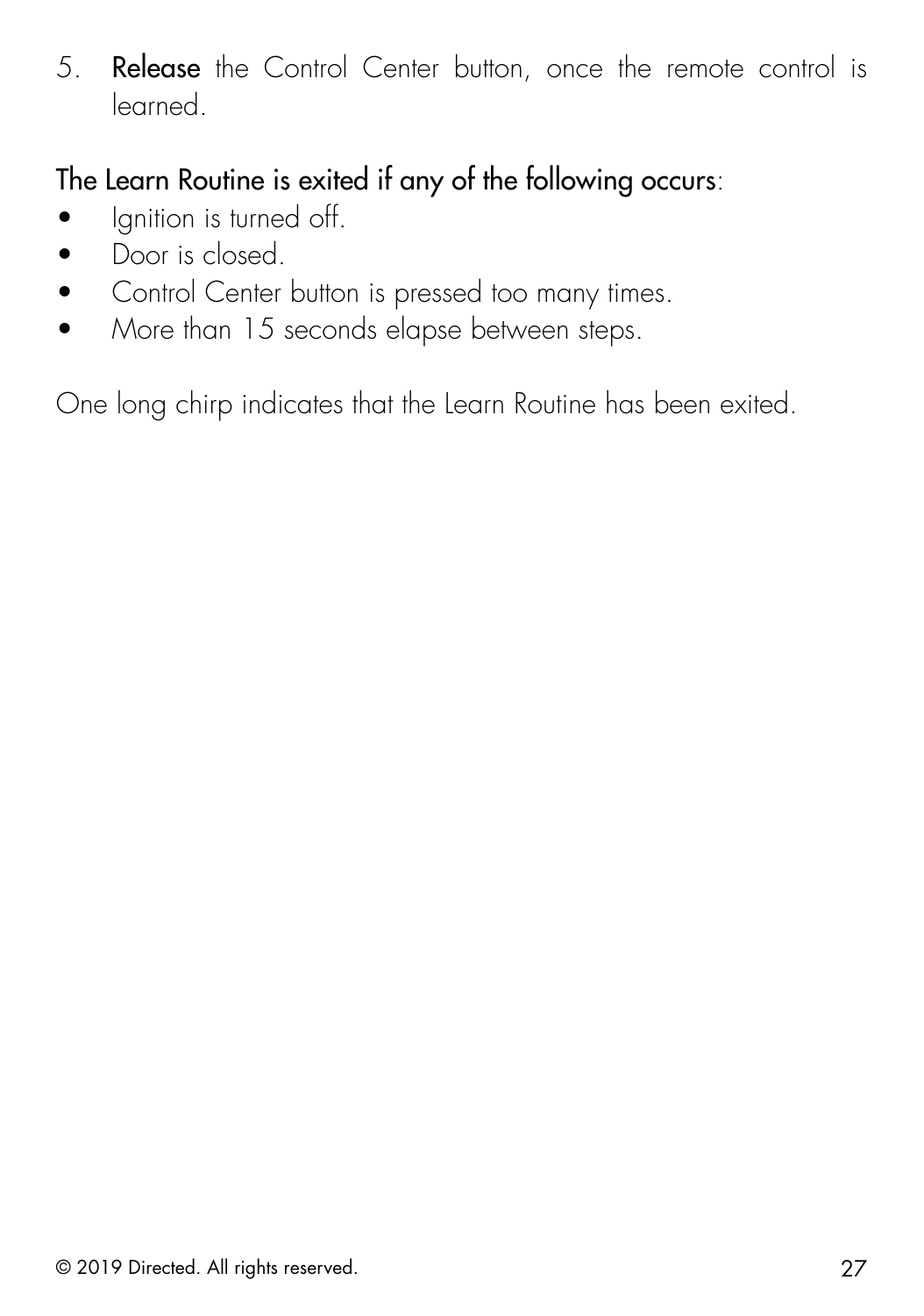5. **Release** the Control Center button, once the remote control is learned.

**The Learn Routine is exited if any of the following occurs**:

- Ignition is turned off.
- Door is closed.
- Control Center button is pressed too many times.
- More than 15 seconds elapse between steps.

One long chirp indicates that the Learn Routine has been exited.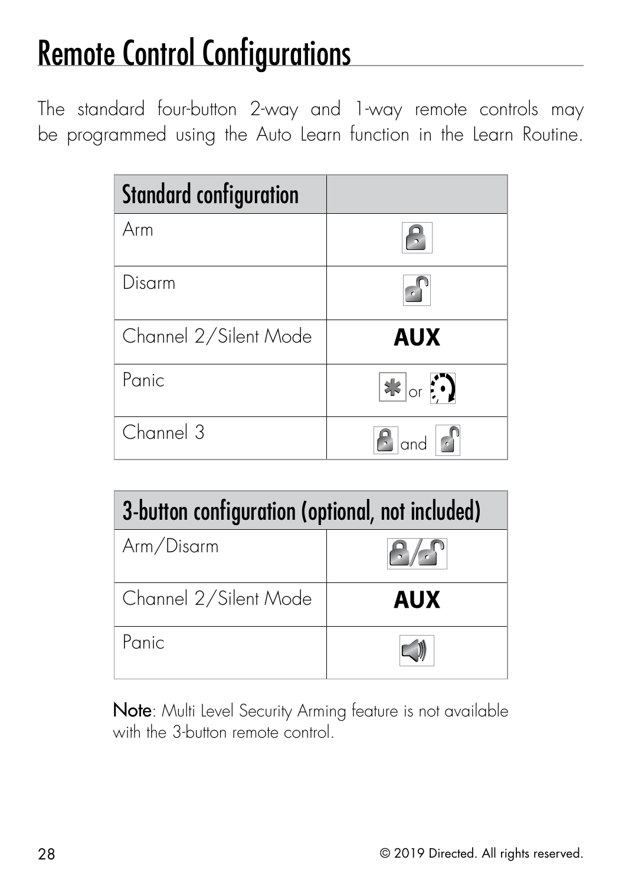# Remote Control Configurations

The standard four-button 2-way and 1-way remote controls may be programmed using the Auto Learn function in the Learn Routine.

| Standard configuration | |
|---|---|
| Arm | (lock icon) |
| Disarm | (unlock icon) |
| Channel 2/Silent Mode | **AUX** |
| Panic | (asterisk icon) or (rotating arrow icon) |
| Channel 3 | (lock icon) and (unlock icon) |

| 3-button configuration (optional, not included) | |
|---|---|
| Arm/Disarm | (lock/unlock icon) |
| Channel 2/Silent Mode | **AUX** |
| Panic | (speaker icon) |

**Note**: Multi Level Security Arming feature is not available with the 3-button remote control.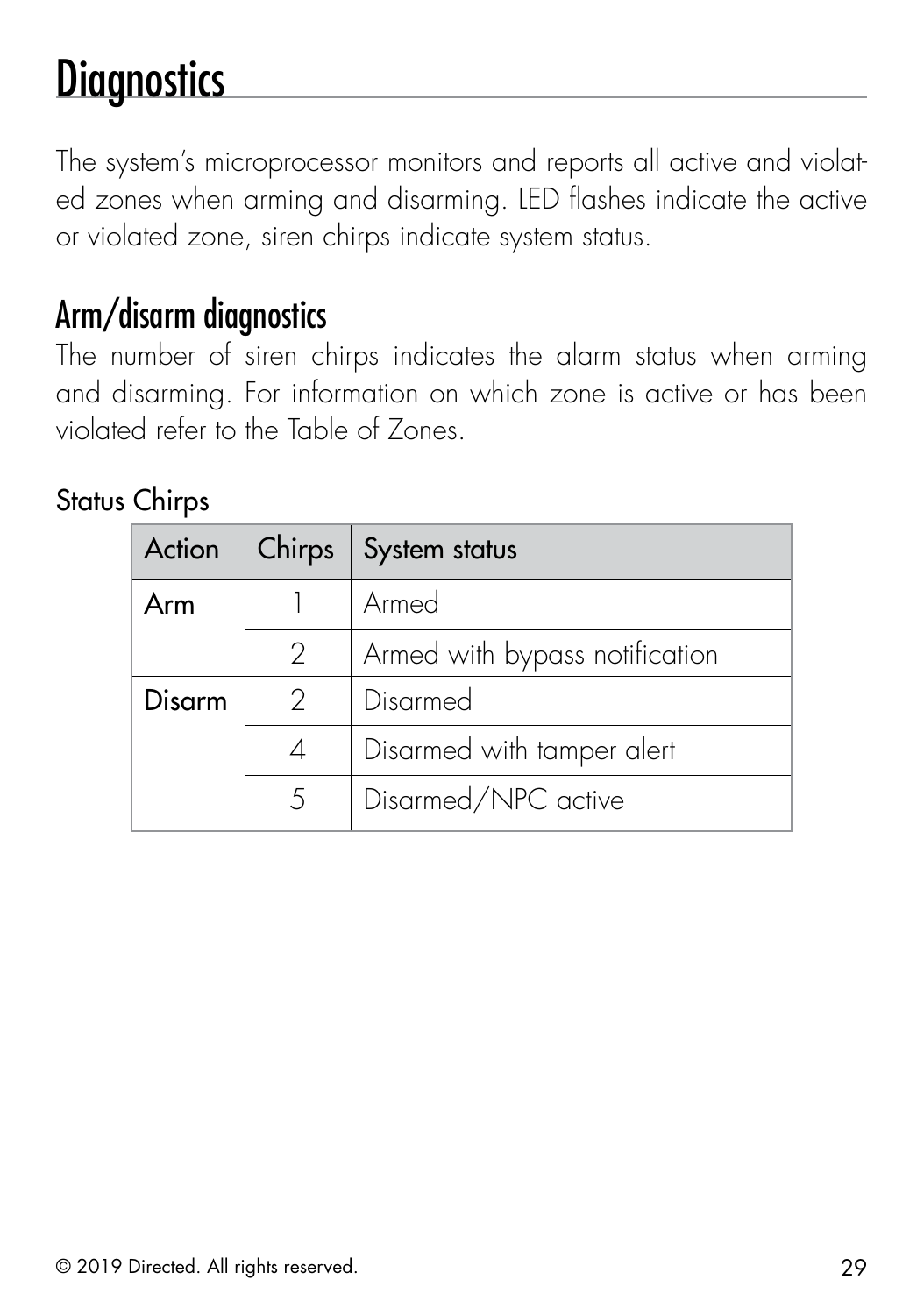# Diagnostics

The system's microprocessor monitors and reports all active and violated zones when arming and disarming. LED flashes indicate the active or violated zone, siren chirps indicate system status.

## Arm/disarm diagnostics

The number of siren chirps indicates the alarm status when arming and disarming. For information on which zone is active or has been violated refer to the Table of Zones.

### Status Chirps

| Action | Chirps | System status |
|---|---|---|
| **Arm** | 1 | Armed |
| | 2 | Armed with bypass notification |
| **Disarm** | 2 | Disarmed |
| | 4 | Disarmed with tamper alert |
| | 5 | Disarmed/NPC active |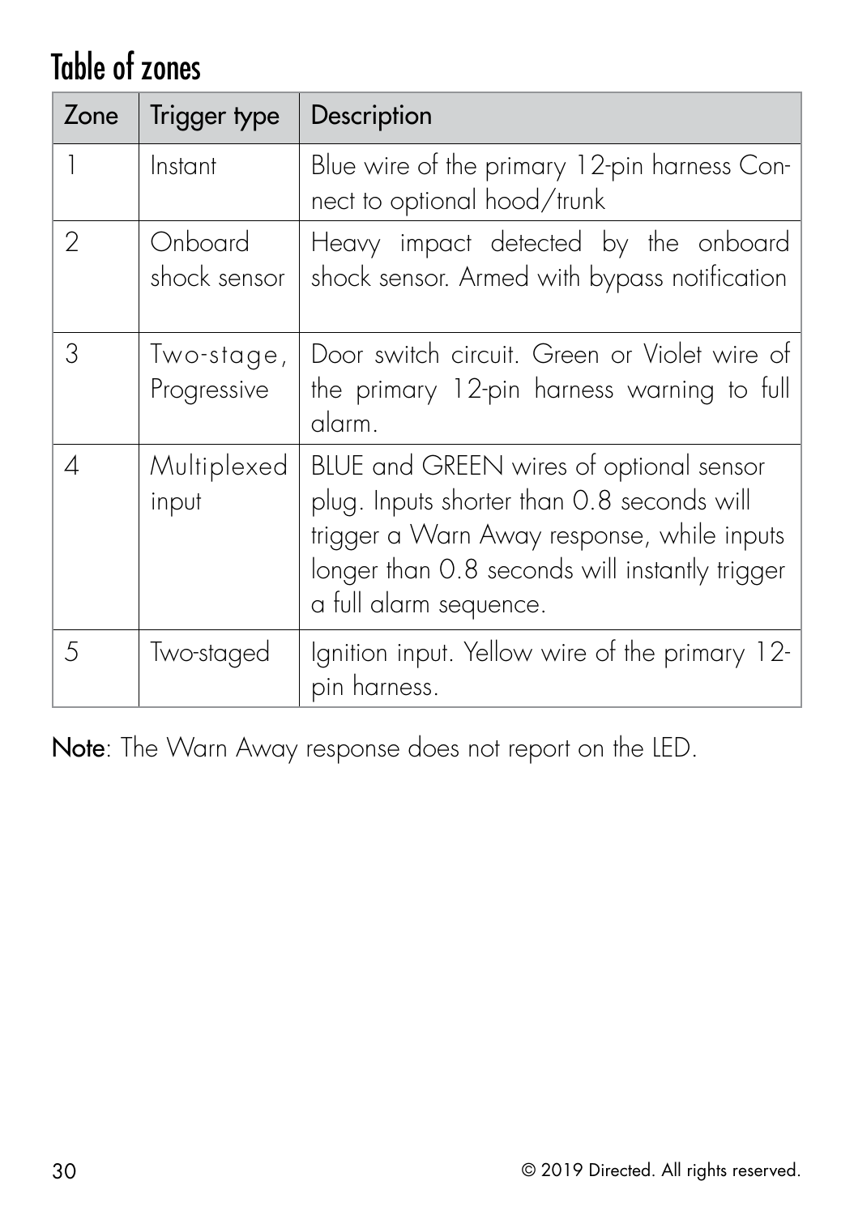# Table of zones

| Zone | Trigger type | Description |
|---|---|---|
| 1 | Instant | Blue wire of the primary 12-pin harness Connect to optional hood/trunk |
| 2 | Onboard shock sensor | Heavy impact detected by the onboard shock sensor. Armed with bypass notification |
| 3 | Two-stage, Progressive | Door switch circuit. Green or Violet wire of the primary 12-pin harness warning to full alarm. |
| 4 | Multiplexed input | BLUE and GREEN wires of optional sensor plug. Inputs shorter than 0.8 seconds will trigger a Warn Away response, while inputs longer than 0.8 seconds will instantly trigger a full alarm sequence. |
| 5 | Two-staged | Ignition input. Yellow wire of the primary 12-pin harness. |

**Note**: The Warn Away response does not report on the LED.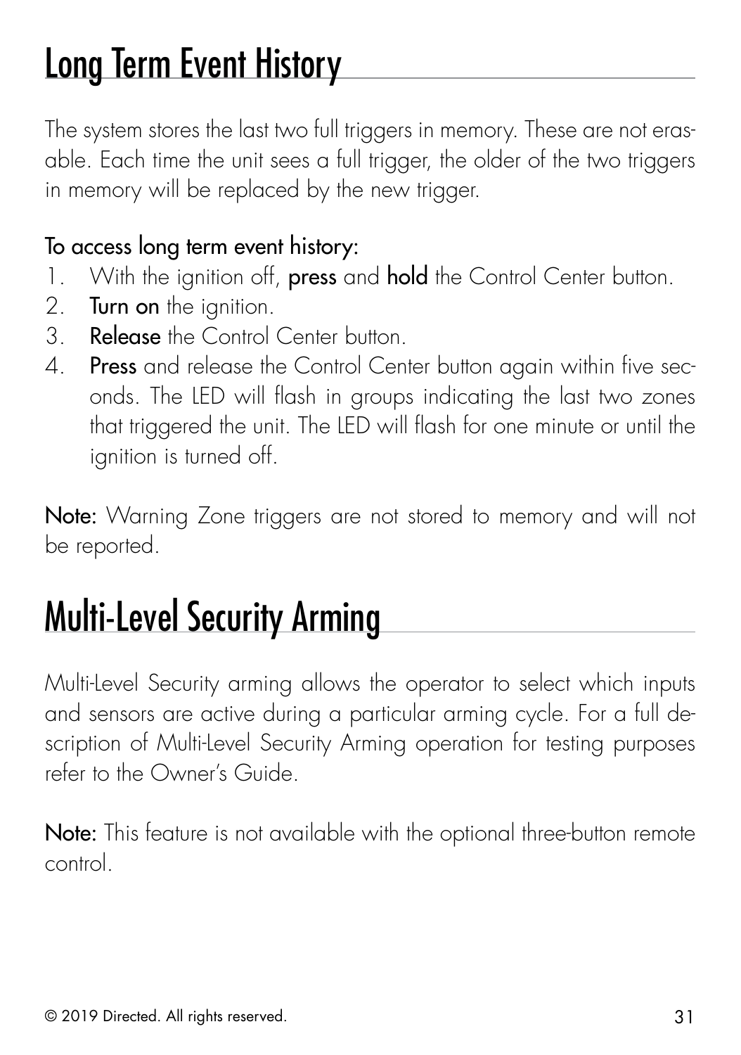# Long Term Event History

The system stores the last two full triggers in memory. These are not erasable. Each time the unit sees a full trigger, the older of the two triggers in memory will be replaced by the new trigger.

To access long term event history:

1. With the ignition off, **press** and **hold** the Control Center button.
2. **Turn on** the ignition.
3. **Release** the Control Center button.
4. **Press** and release the Control Center button again within five seconds. The LED will flash in groups indicating the last two zones that triggered the unit. The LED will flash for one minute or until the ignition is turned off.

**Note:** Warning Zone triggers are not stored to memory and will not be reported.

# Multi-Level Security Arming

Multi-Level Security arming allows the operator to select which inputs and sensors are active during a particular arming cycle. For a full description of Multi-Level Security Arming operation for testing purposes refer to the Owner's Guide.

**Note:** This feature is not available with the optional three-button remote control.

© 2019 Directed. All rights reserved.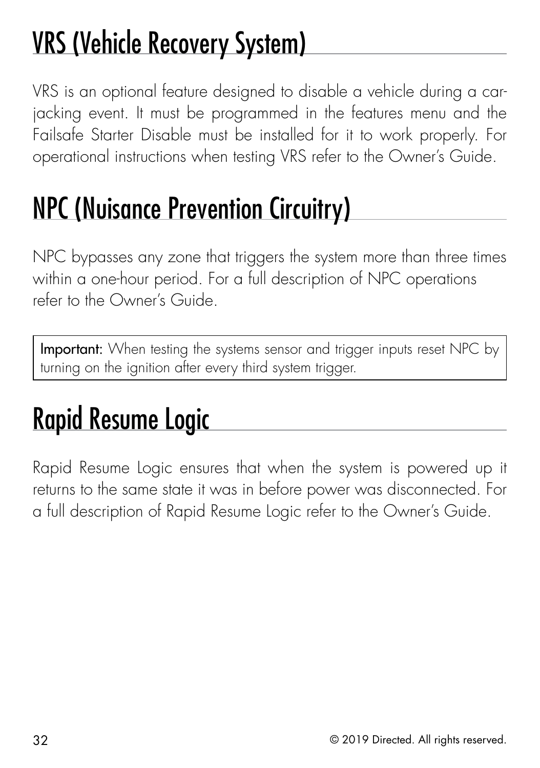# VRS (Vehicle Recovery System)

VRS is an optional feature designed to disable a vehicle during a car-jacking event. It must be programmed in the features menu and the Failsafe Starter Disable must be installed for it to work properly. For operational instructions when testing VRS refer to the Owner's Guide.

# NPC (Nuisance Prevention Circuitry)

NPC bypasses any zone that triggers the system more than three times within a one-hour period. For a full description of NPC operations refer to the Owner's Guide.

> **Important:** When testing the systems sensor and trigger inputs reset NPC by turning on the ignition after every third system trigger.

# Rapid Resume Logic

Rapid Resume Logic ensures that when the system is powered up it returns to the same state it was in before power was disconnected. For a full description of Rapid Resume Logic refer to the Owner's Guide.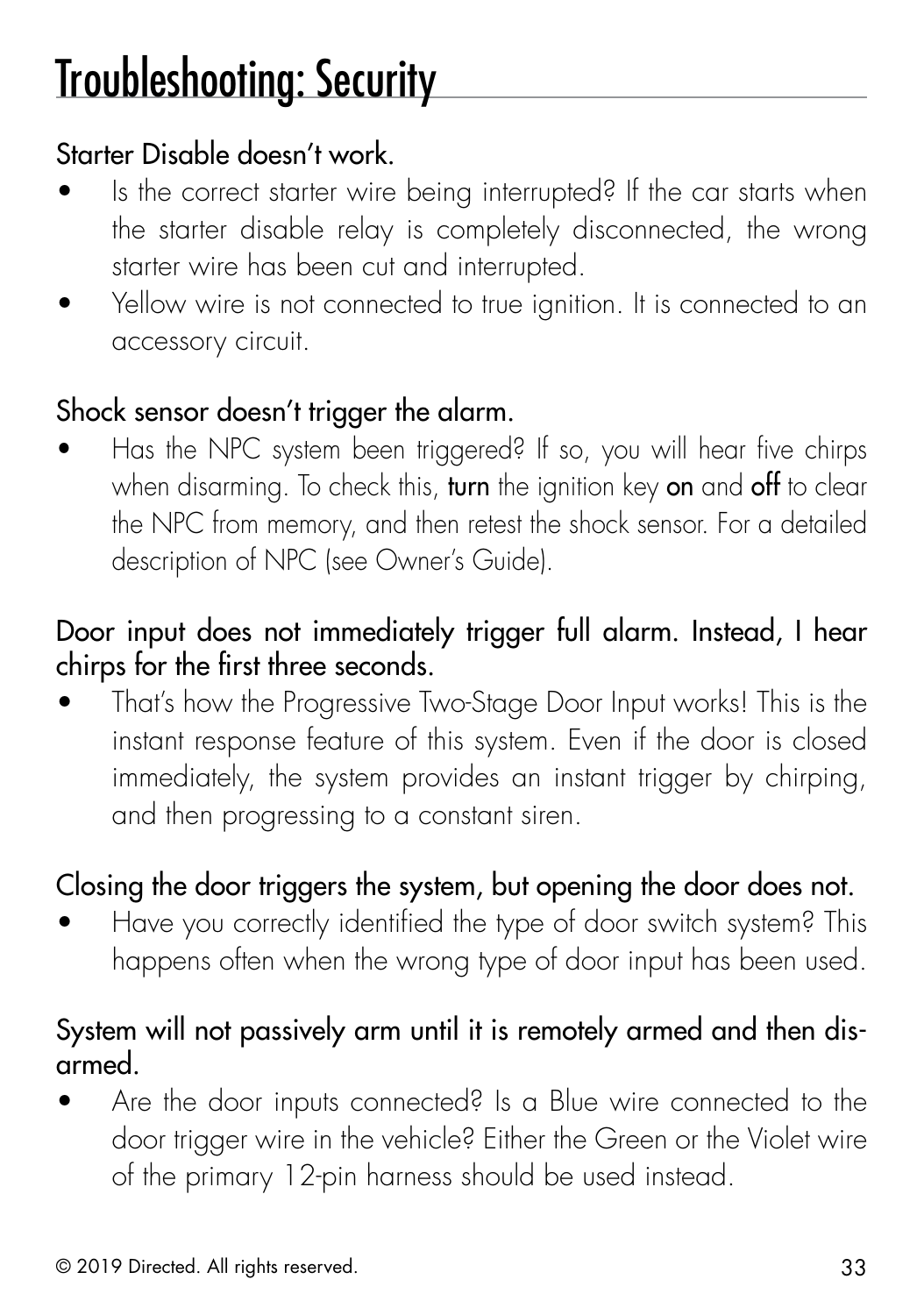# Troubleshooting: Security

### Starter Disable doesn't work.

- Is the correct starter wire being interrupted? If the car starts when the starter disable relay is completely disconnected, the wrong starter wire has been cut and interrupted.
- Yellow wire is not connected to true ignition. It is connected to an accessory circuit.

### Shock sensor doesn't trigger the alarm.

- Has the NPC system been triggered? If so, you will hear five chirps when disarming. To check this, **turn** the ignition key **on** and **off** to clear the NPC from memory, and then retest the shock sensor. For a detailed description of NPC (see Owner's Guide).

### Door input does not immediately trigger full alarm. Instead, I hear chirps for the first three seconds.

- That's how the Progressive Two-Stage Door Input works! This is the instant response feature of this system. Even if the door is closed immediately, the system provides an instant trigger by chirping, and then progressing to a constant siren.

### Closing the door triggers the system, but opening the door does not.

- Have you correctly identified the type of door switch system? This happens often when the wrong type of door input has been used.

### System will not passively arm until it is remotely armed and then disarmed.

- Are the door inputs connected? Is a Blue wire connected to the door trigger wire in the vehicle? Either the Green or the Violet wire of the primary 12-pin harness should be used instead.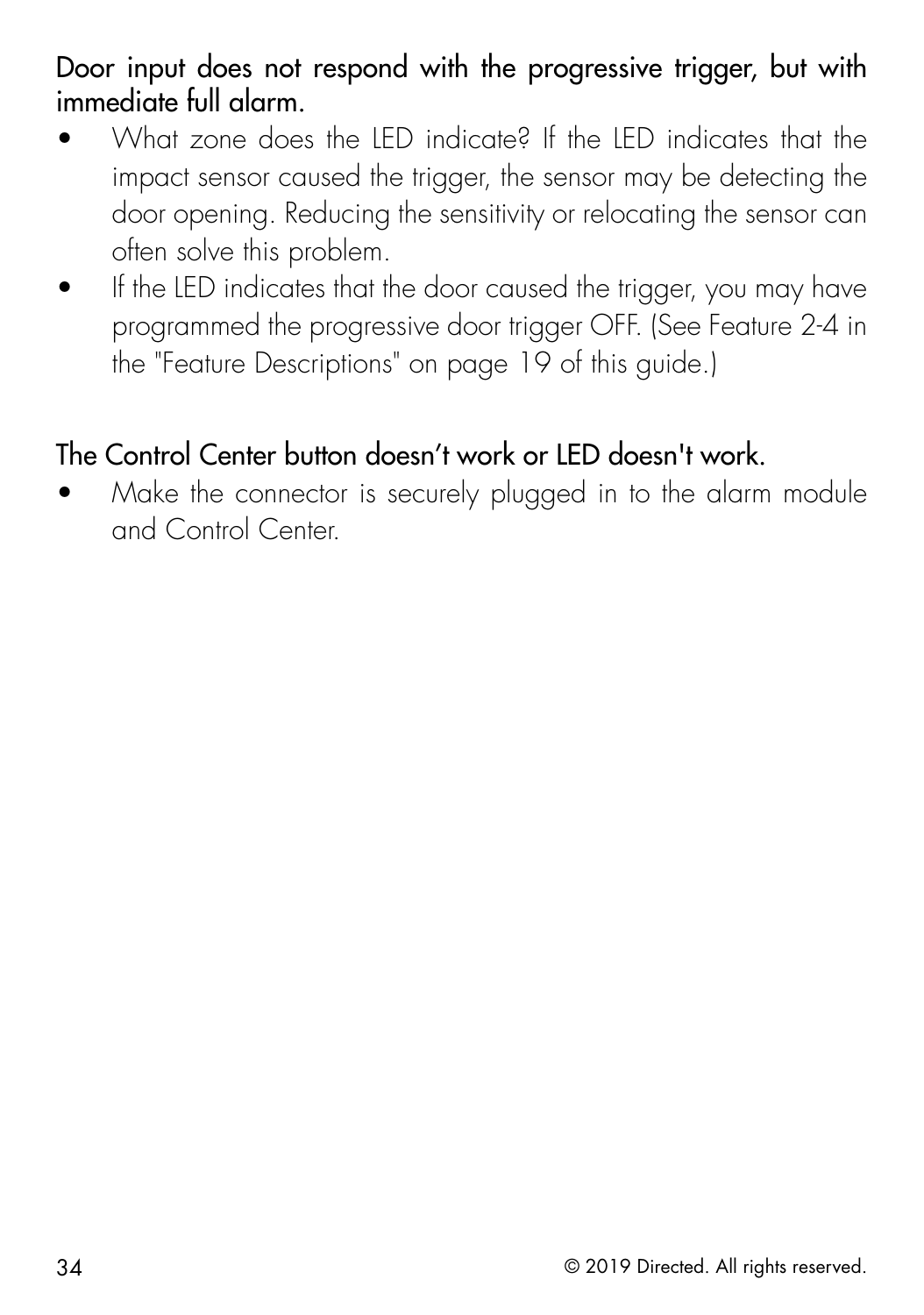### Door input does not respond with the progressive trigger, but with immediate full alarm.

- What zone does the LED indicate? If the LED indicates that the impact sensor caused the trigger, the sensor may be detecting the door opening. Reducing the sensitivity or relocating the sensor can often solve this problem.
- If the LED indicates that the door caused the trigger, you may have programmed the progressive door trigger OFF. (See Feature 2-4 in the "Feature Descriptions" on page 19 of this guide.)

### The Control Center button doesn’t work or LED doesn't work.

- Make the connector is securely plugged in to the alarm module and Control Center.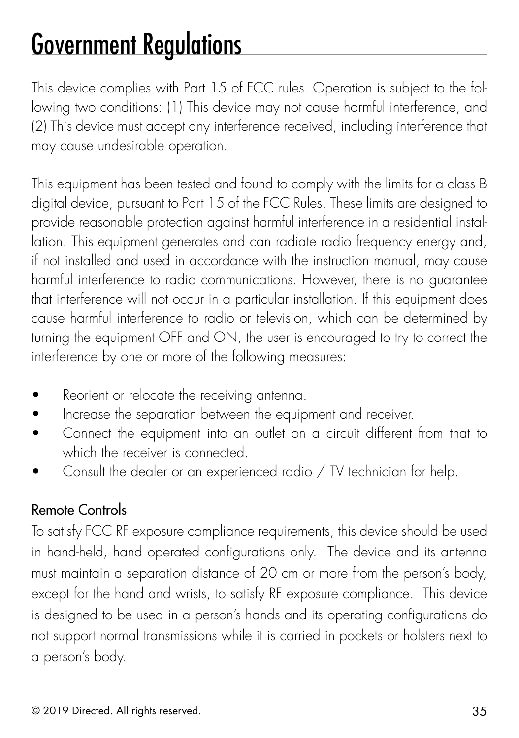# Government Regulations

This device complies with Part 15 of FCC rules. Operation is subject to the following two conditions: (1) This device may not cause harmful interference, and (2) This device must accept any interference received, including interference that may cause undesirable operation.

This equipment has been tested and found to comply with the limits for a class B digital device, pursuant to Part 15 of the FCC Rules. These limits are designed to provide reasonable protection against harmful interference in a residential installation. This equipment generates and can radiate radio frequency energy and, if not installed and used in accordance with the instruction manual, may cause harmful interference to radio communications. However, there is no guarantee that interference will not occur in a particular installation. If this equipment does cause harmful interference to radio or television, which can be determined by turning the equipment OFF and ON, the user is encouraged to try to correct the interference by one or more of the following measures:

- Reorient or relocate the receiving antenna.
- Increase the separation between the equipment and receiver.
- Connect the equipment into an outlet on a circuit different from that to which the receiver is connected.
- Consult the dealer or an experienced radio / TV technician for help.

### Remote Controls

To satisfy FCC RF exposure compliance requirements, this device should be used in hand-held, hand operated configurations only. The device and its antenna must maintain a separation distance of 20 cm or more from the person's body, except for the hand and wrists, to satisfy RF exposure compliance. This device is designed to be used in a person's hands and its operating configurations do not support normal transmissions while it is carried in pockets or holsters next to a person's body.

© 2019 Directed. All rights reserved.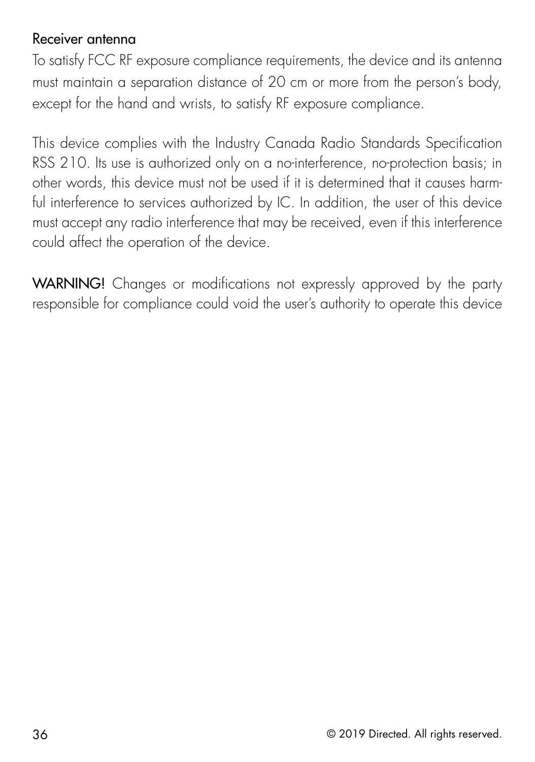### Receiver antenna

To satisfy FCC RF exposure compliance requirements, the device and its antenna must maintain a separation distance of 20 cm or more from the person's body, except for the hand and wrists, to satisfy RF exposure compliance.

This device complies with the Industry Canada Radio Standards Specification RSS 210. Its use is authorized only on a no-interference, no-protection basis; in other words, this device must not be used if it is determined that it causes harmful interference to services authorized by IC. In addition, the user of this device must accept any radio interference that may be received, even if this interference could affect the operation of the device.

**WARNING!** Changes or modifications not expressly approved by the party responsible for compliance could void the user's authority to operate this device

© 2019 Directed. All rights reserved.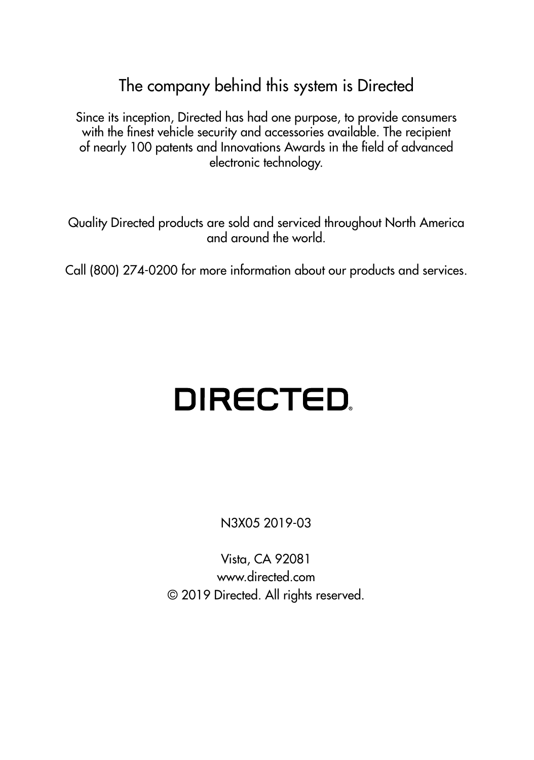# The company behind this system is Directed

Since its inception, Directed has had one purpose, to provide consumers with the finest vehicle security and accessories available. The recipient of nearly 100 patents and Innovations Awards in the field of advanced electronic technology.

Quality Directed products are sold and serviced throughout North America and around the world.

Call (800) 274-0200 for more information about our products and services.

DIRECTED®

N3X05 2019-03

Vista, CA 92081
www.directed.com
© 2019 Directed. All rights reserved.